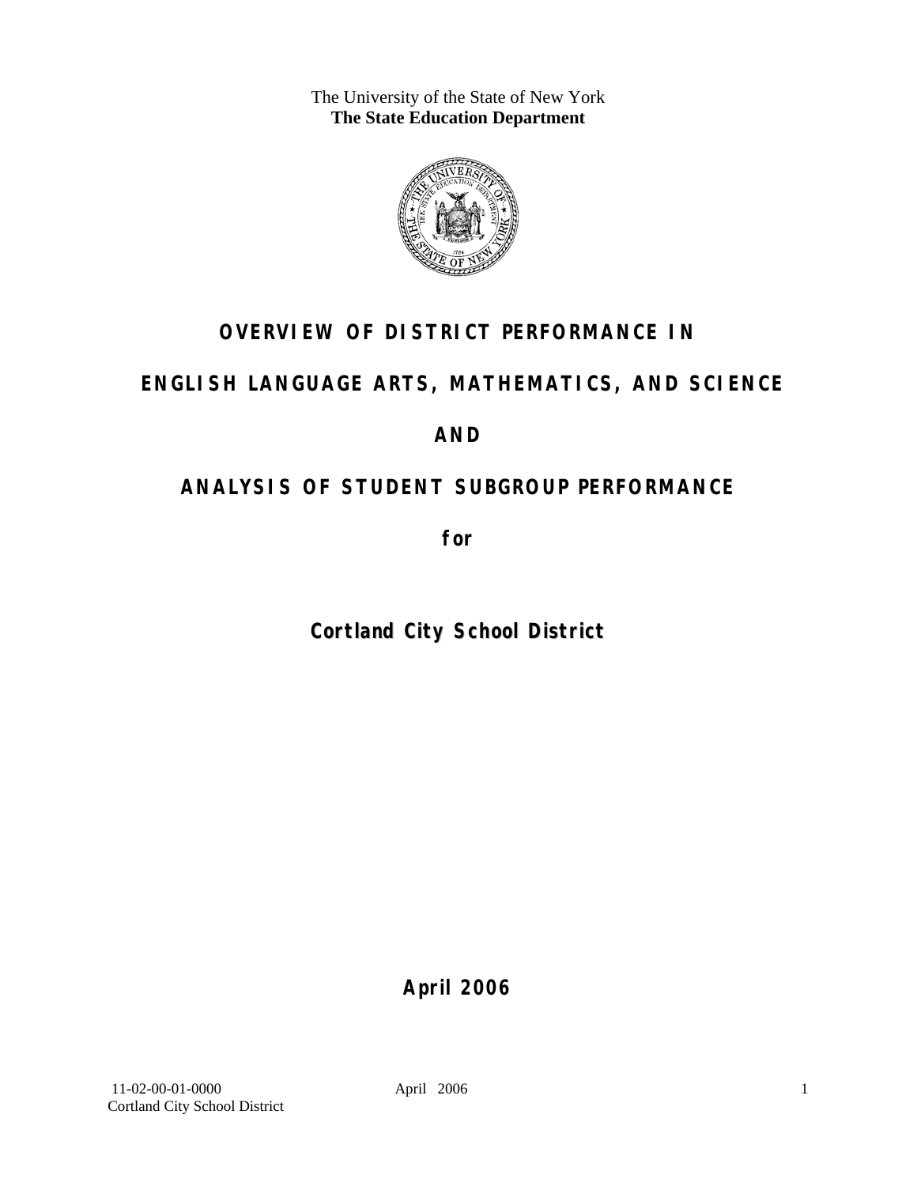The University of the State of New York
**The State Education Department**

# OVERVIEW OF DISTRICT PERFORMANCE IN

# ENGLISH LANGUAGE ARTS, MATHEMATICS, AND SCIENCE

# AND

# ANALYSIS OF STUDENT SUBGROUP PERFORMANCE

**for**

## Cortland City School District

**April 2006**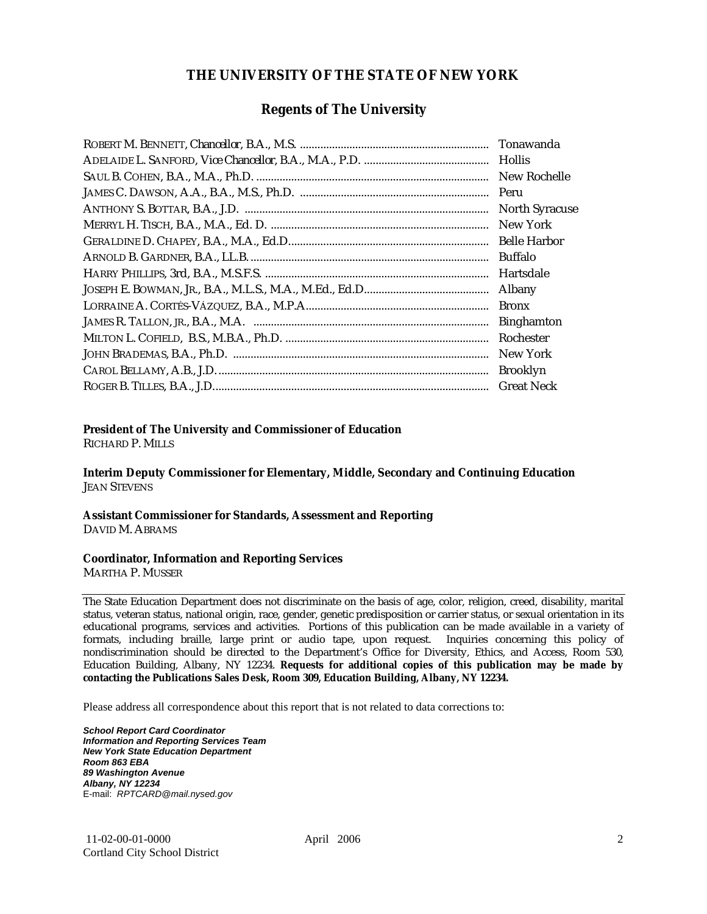# THE UNIVERSITY OF THE STATE OF NEW YORK

## Regents of The University

ROBERT M. BENNETT, Chancellor, B.A., M.S. ............................................................... Tonawanda
ADELAIDE L. SANFORD, Vice Chancellor, B.A., M.A., P.D. .......................................... Hollis
SAUL B. COHEN, B.A., M.A., Ph.D. ............................................................................... New Rochelle
JAMES C. DAWSON, A.A., B.A., M.S., Ph.D. ............................................................... Peru
ANTHONY S. BOTTAR, B.A., J.D. ................................................................................... North Syracuse
MERRYL H. TISCH, B.A., M.A., Ed. D. .......................................................................... New York
GERALDINE D. CHAPEY, B.A., M.A., Ed.D.................................................................... Belle Harbor
ARNOLD B. GARDNER, B.A., LL.B................................................................................. Buffalo
HARRY PHILLIPS, 3rd, B.A., M.S.F.S. ............................................................................ Hartsdale
JOSEPH E. BOWMAN, JR., B.A., M.L.S., M.A., M.Ed., Ed.D.......................................... Albany
LORRAINE A. CORTÉS-VÁZQUEZ, B.A., M.P.A.............................................................. Bronx
JAMES R. TALLON, JR., B.A., M.A. ................................................................................ Binghamton
MILTON L. COFIELD, B.S., M.B.A., Ph.D. ..................................................................... Rochester
JOHN BRADEMAS, B.A., Ph.D. ....................................................................................... New York
CAROL BELLAMY, A.B., J.D. ............................................................................................ Brooklyn
ROGER B. TILLES, B.A., J.D.............................................................................................. Great Neck

**President of The University and Commissioner of Education**
RICHARD P. MILLS

**Interim Deputy Commissioner for Elementary, Middle, Secondary and Continuing Education**
JEAN STEVENS

**Assistant Commissioner for Standards, Assessment and Reporting**
DAVID M. ABRAMS

**Coordinator, Information and Reporting Services**
MARTHA P. MUSSER

---

The State Education Department does not discriminate on the basis of age, color, religion, creed, disability, marital status, veteran status, national origin, race, gender, genetic predisposition or carrier status, or sexual orientation in its educational programs, services and activities. Portions of this publication can be made available in a variety of formats, including braille, large print or audio tape, upon request. Inquiries concerning this policy of nondiscrimination should be directed to the Department's Office for Diversity, Ethics, and Access, Room 530, Education Building, Albany, NY 12234. **Requests for additional copies of this publication may be made by contacting the Publications Sales Desk, Room 309, Education Building, Albany, NY 12234.**

Please address all correspondence about this report that is not related to data corrections to:

***School Report Card Coordinator***
***Information and Reporting Services Team***
***New York State Education Department***
***Room 863 EBA***
***89 Washington Avenue***
***Albany, NY 12234***
E-mail: *RPTCARD@mail.nysed.gov*

11-02-00-01-0000 April 2006
Cortland City School District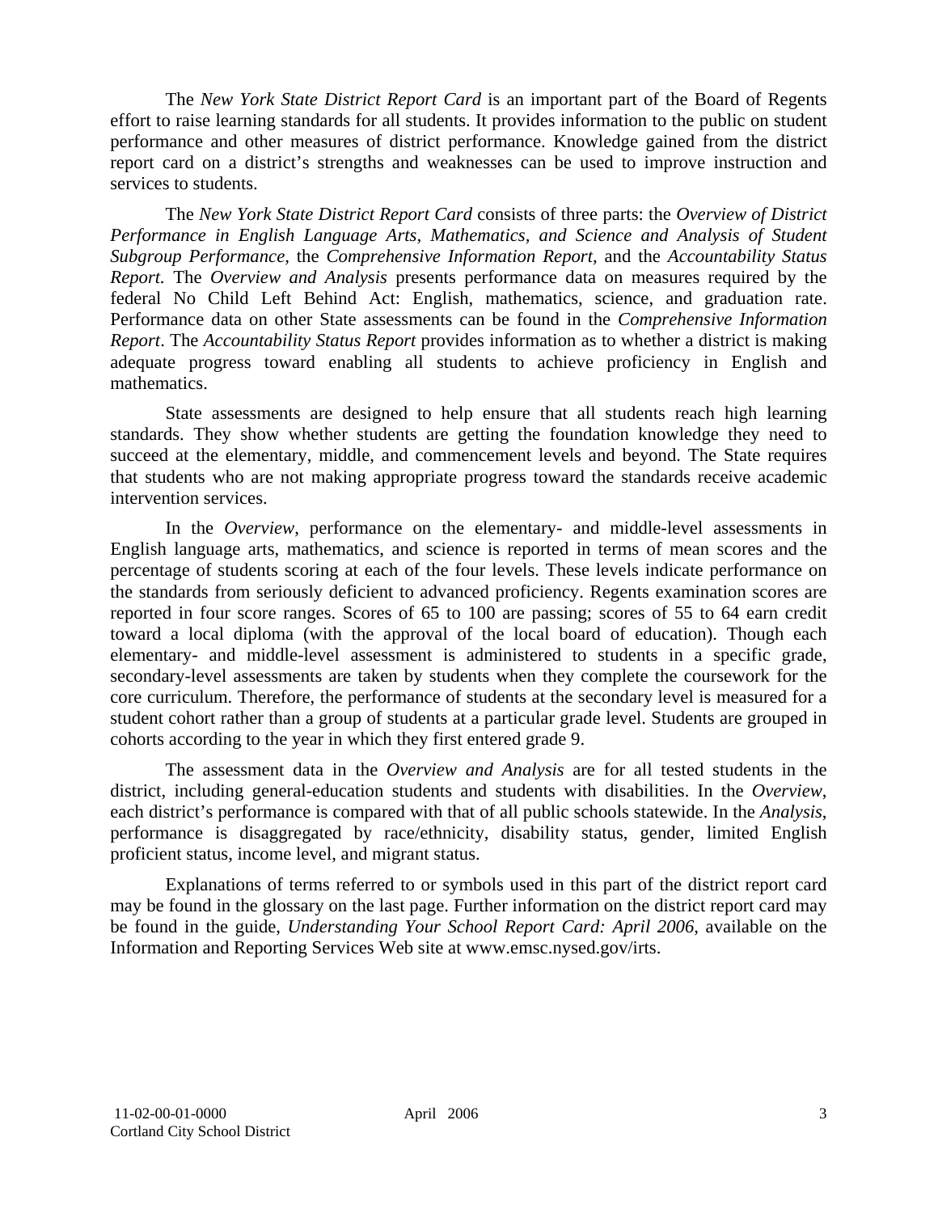The *New York State District Report Card* is an important part of the Board of Regents effort to raise learning standards for all students. It provides information to the public on student performance and other measures of district performance. Knowledge gained from the district report card on a district's strengths and weaknesses can be used to improve instruction and services to students.

The *New York State District Report Card* consists of three parts: the *Overview of District Performance in English Language Arts, Mathematics, and Science and Analysis of Student Subgroup Performance,* the *Comprehensive Information Report,* and the *Accountability Status Report.* The *Overview and Analysis* presents performance data on measures required by the federal No Child Left Behind Act: English, mathematics, science, and graduation rate. Performance data on other State assessments can be found in the *Comprehensive Information Report*. The *Accountability Status Report* provides information as to whether a district is making adequate progress toward enabling all students to achieve proficiency in English and mathematics.

State assessments are designed to help ensure that all students reach high learning standards. They show whether students are getting the foundation knowledge they need to succeed at the elementary, middle, and commencement levels and beyond. The State requires that students who are not making appropriate progress toward the standards receive academic intervention services.

In the *Overview*, performance on the elementary- and middle-level assessments in English language arts, mathematics, and science is reported in terms of mean scores and the percentage of students scoring at each of the four levels. These levels indicate performance on the standards from seriously deficient to advanced proficiency. Regents examination scores are reported in four score ranges. Scores of 65 to 100 are passing; scores of 55 to 64 earn credit toward a local diploma (with the approval of the local board of education). Though each elementary- and middle-level assessment is administered to students in a specific grade, secondary-level assessments are taken by students when they complete the coursework for the core curriculum. Therefore, the performance of students at the secondary level is measured for a student cohort rather than a group of students at a particular grade level. Students are grouped in cohorts according to the year in which they first entered grade 9.

The assessment data in the *Overview and Analysis* are for all tested students in the district, including general-education students and students with disabilities. In the *Overview*, each district's performance is compared with that of all public schools statewide. In the *Analysis*, performance is disaggregated by race/ethnicity, disability status, gender, limited English proficient status, income level, and migrant status.

Explanations of terms referred to or symbols used in this part of the district report card may be found in the glossary on the last page. Further information on the district report card may be found in the guide, *Understanding Your School Report Card: April 2006*, available on the Information and Reporting Services Web site at www.emsc.nysed.gov/irts.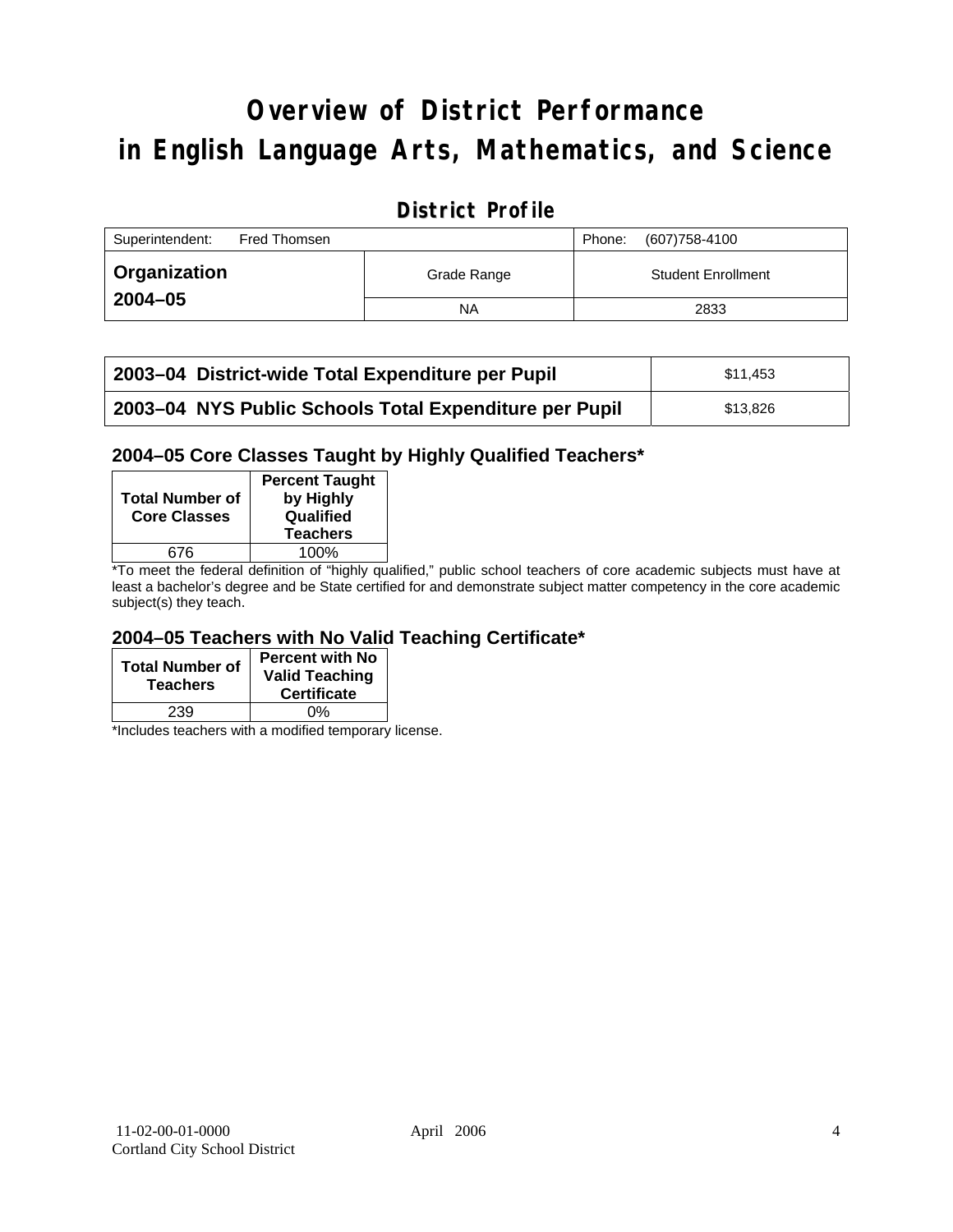# Overview of District Performance in English Language Arts, Mathematics, and Science

## District Profile

| Superintendent: Fred Thomsen | | Phone: (607)758-4100 |
|---|---|---|
| **Organization 2004–05** | Grade Range | Student Enrollment |
| | NA | 2833 |

| | |
|---|---|
| **2003–04 District-wide Total Expenditure per Pupil** | $11,453 |
| **2003–04 NYS Public Schools Total Expenditure per Pupil** | $13,826 |

### 2004–05 Core Classes Taught by Highly Qualified Teachers*

| Total Number of Core Classes | Percent Taught by Highly Qualified Teachers |
|---|---|
| 676 | 100% |

*To meet the federal definition of "highly qualified," public school teachers of core academic subjects must have at least a bachelor's degree and be State certified for and demonstrate subject matter competency in the core academic subject(s) they teach.

### 2004–05 Teachers with No Valid Teaching Certificate*

| Total Number of Teachers | Percent with No Valid Teaching Certificate |
|---|---|
| 239 | 0% |

*Includes teachers with a modified temporary license.

11-02-00-01-0000
Cortland City School District
April 2006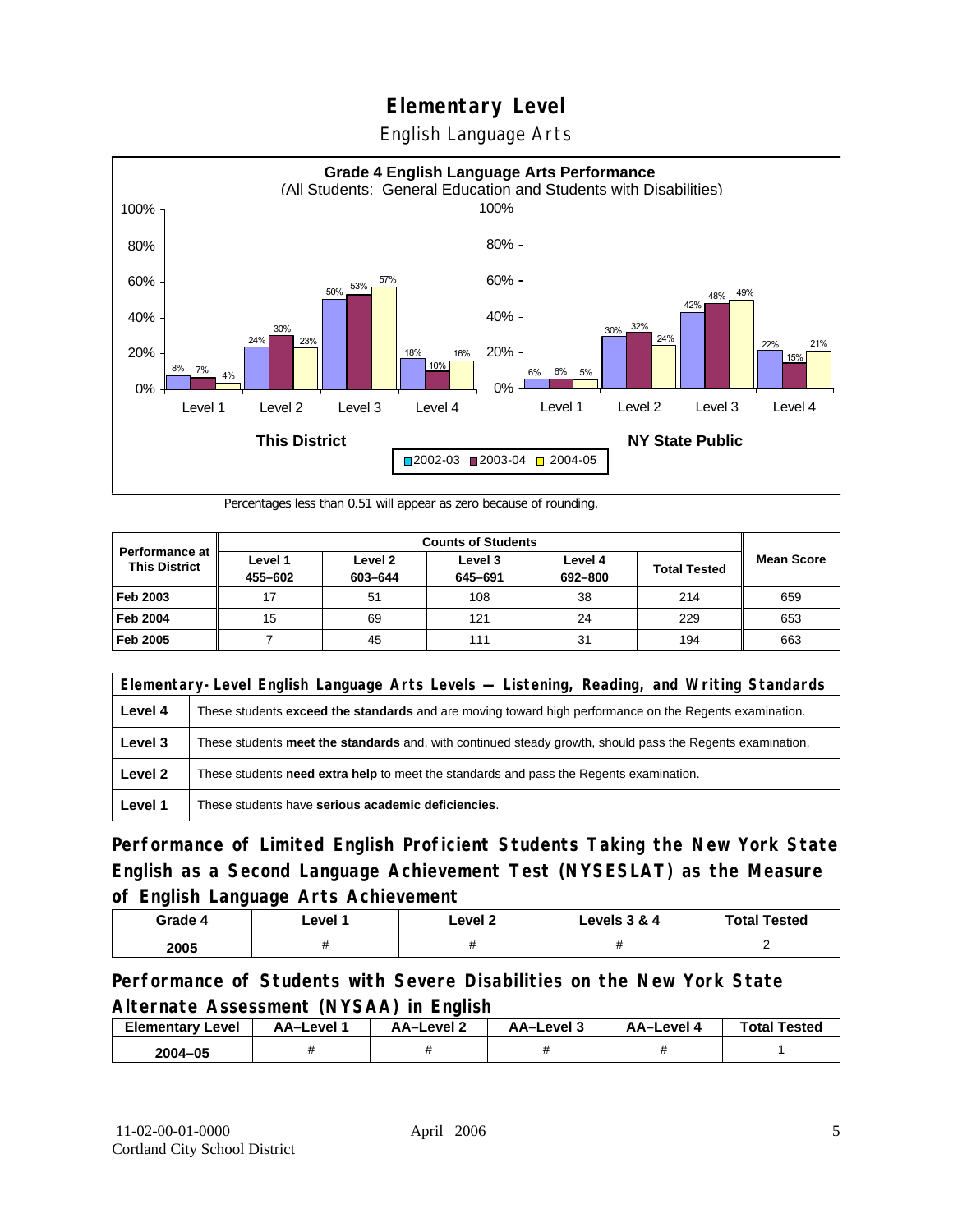# Elementary Level

English Language Arts

**Grade 4 English Language Arts Performance**
(All Students: General Education and Students with Disabilities)

| | Level 1 | Level 2 | Level 3 | Level 4 |
|---|---|---|---|---|
| **This District** 2002-03 | 8% | 24% | 50% | 18% |
| **This District** 2003-04 | 7% | 30% | 53% | 10% |
| **This District** 2004-05 | 4% | 23% | 57% | 16% |
| **NY State Public** 2002-03 | 6% | 30% | 42% | 22% |
| **NY State Public** 2003-04 | 6% | 32% | 48% | 15% |
| **NY State Public** 2004-05 | 5% | 24% | 49% | 21% |

Percentages less than 0.51 will appear as zero because of rounding.

| Performance at This District | Counts of Students | | | | | Mean Score |
|---|---|---|---|---|---|---|
| | Level 1 455–602 | Level 2 603–644 | Level 3 645–691 | Level 4 692–800 | Total Tested | |
| **Feb 2003** | 17 | 51 | 108 | 38 | 214 | 659 |
| **Feb 2004** | 15 | 69 | 121 | 24 | 229 | 653 |
| **Feb 2005** | 7 | 45 | 111 | 31 | 194 | 663 |

| Elementary-Level English Language Arts Levels — Listening, Reading, and Writing Standards | |
|---|---|
| **Level 4** | These students **exceed the standards** and are moving toward high performance on the Regents examination. |
| **Level 3** | These students **meet the standards** and, with continued steady growth, should pass the Regents examination. |
| **Level 2** | These students **need extra help** to meet the standards and pass the Regents examination. |
| **Level 1** | These students have **serious academic deficiencies**. |

## Performance of Limited English Proficient Students Taking the New York State English as a Second Language Achievement Test (NYSESLAT) as the Measure of English Language Arts Achievement

| Grade 4 | Level 1 | Level 2 | Levels 3 & 4 | Total Tested |
|---|---|---|---|---|
| 2005 | # | # | # | 2 |

## Performance of Students with Severe Disabilities on the New York State Alternate Assessment (NYSAA) in English

| Elementary Level | AA–Level 1 | AA–Level 2 | AA–Level 3 | AA–Level 4 | Total Tested |
|---|---|---|---|---|---|
| 2004–05 | # | # | # | # | 1 |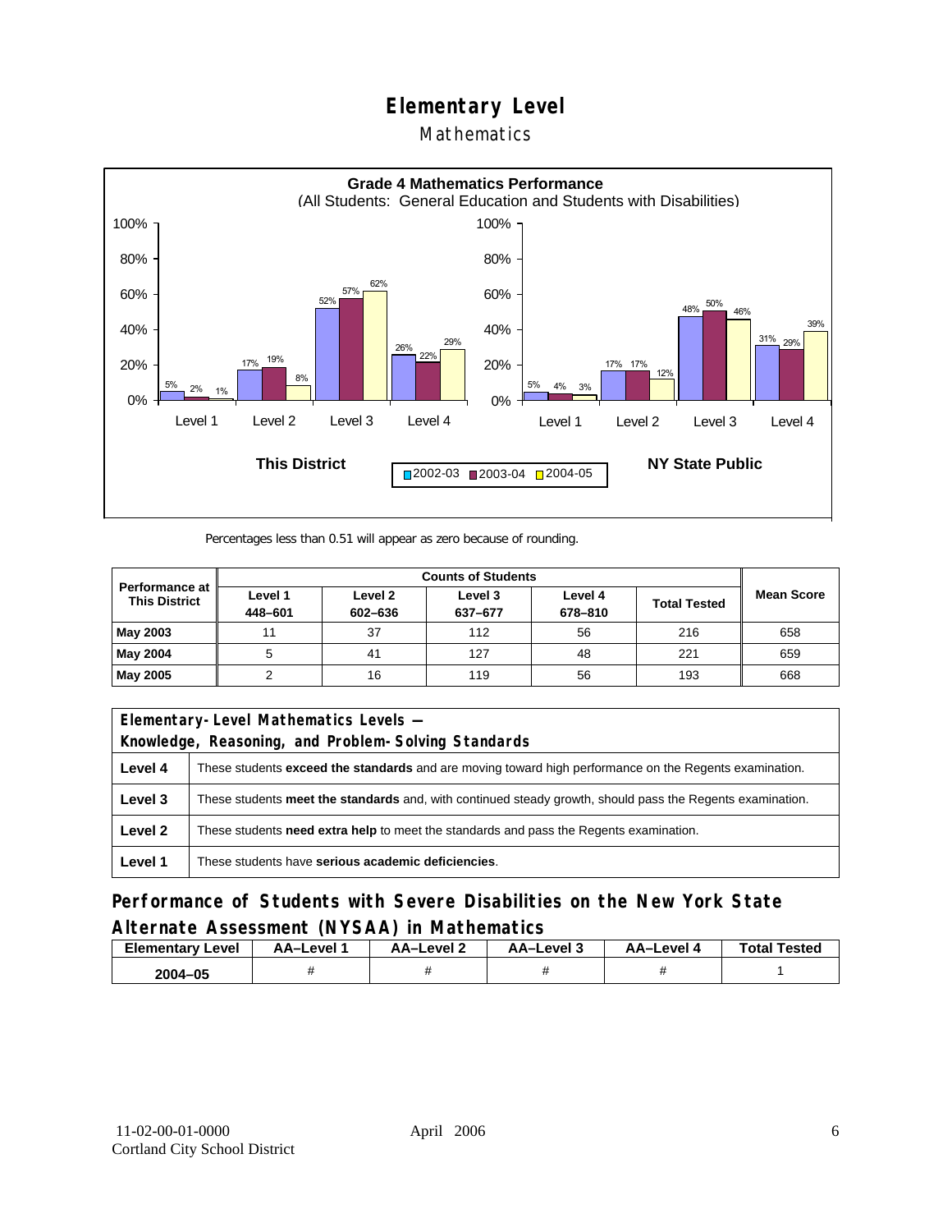# Elementary Level

## Mathematics

**Grade 4 Mathematics Performance**
(All Students: General Education and Students with Disabilities)

| | This District 2002-03 | This District 2003-04 | This District 2004-05 | NY State Public 2002-03 | NY State Public 2003-04 | NY State Public 2004-05 |
|---|---|---|---|---|---|---|
| Level 1 | 5% | 2% | 1% | 5% | 4% | 3% |
| Level 2 | 17% | 19% | 8% | 17% | 17% | 12% |
| Level 3 | 52% | 57% | 62% | 48% | 50% | 46% |
| Level 4 | 26% | 22% | 29% | 31% | 29% | 39% |

Percentages less than 0.51 will appear as zero because of rounding.

| Performance at This District | Counts of Students | | | | | Mean Score |
|---|---|---|---|---|---|---|
| | Level 1 448–601 | Level 2 602–636 | Level 3 637–677 | Level 4 678–810 | Total Tested | |
| **May 2003** | 11 | 37 | 112 | 56 | 216 | 658 |
| **May 2004** | 5 | 41 | 127 | 48 | 221 | 659 |
| **May 2005** | 2 | 16 | 119 | 56 | 193 | 668 |

| Elementary-Level Mathematics Levels — Knowledge, Reasoning, and Problem-Solving Standards | |
|---|---|
| **Level 4** | These students **exceed the standards** and are moving toward high performance on the Regents examination. |
| **Level 3** | These students **meet the standards** and, with continued steady growth, should pass the Regents examination. |
| **Level 2** | These students **need extra help** to meet the standards and pass the Regents examination. |
| **Level 1** | These students have **serious academic deficiencies**. |

## Performance of Students with Severe Disabilities on the New York State Alternate Assessment (NYSAA) in Mathematics

| Elementary Level | AA–Level 1 | AA–Level 2 | AA–Level 3 | AA–Level 4 | Total Tested |
|---|---|---|---|---|---|
| **2004–05** | # | # | # | # | 1 |

11-02-00-01-0000
Cortland City School District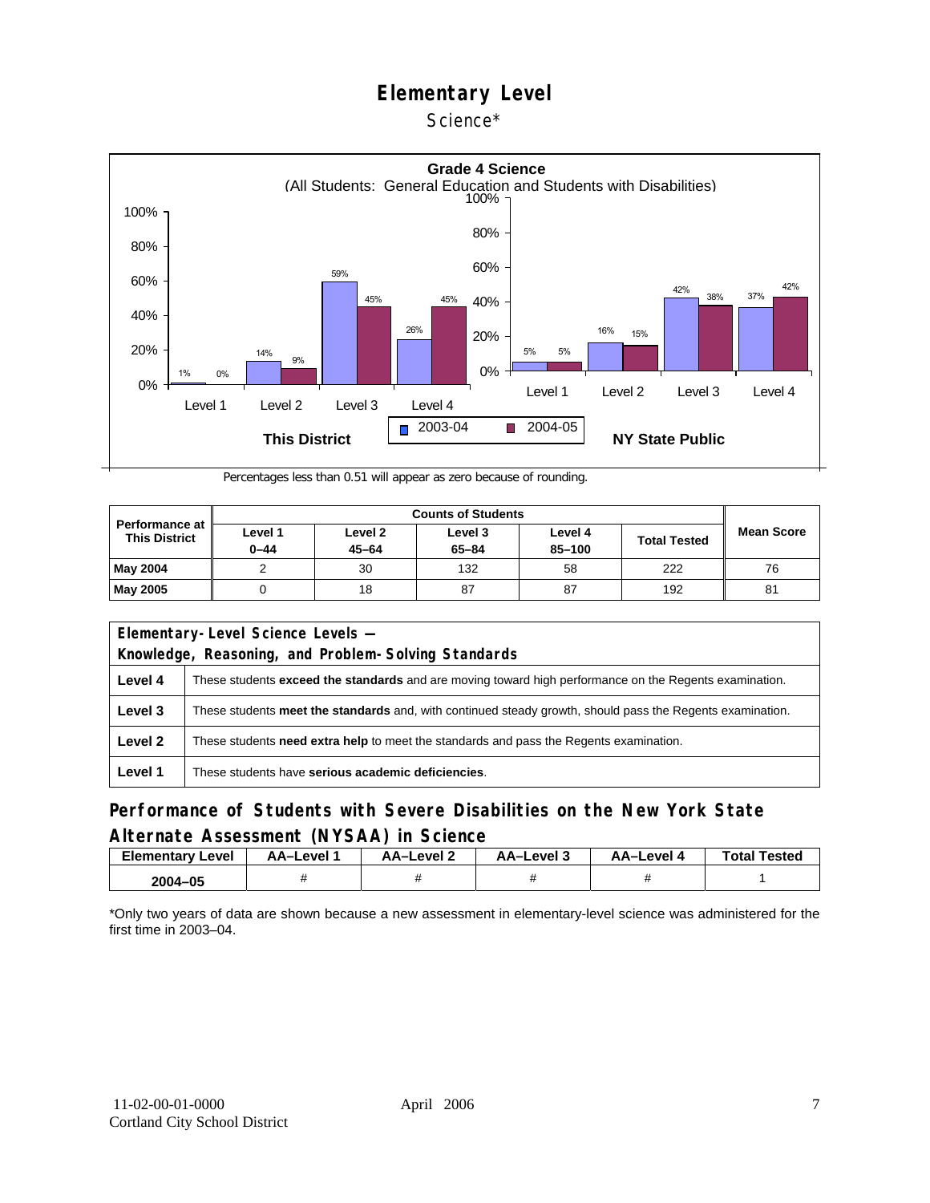# Elementary Level

Science*

**Grade 4 Science**
(All Students: General Education and Students with Disabilities)

**This District**

| | 2003-04 | 2004-05 |
|---|---|---|
| Level 1 | 1% | 0% |
| Level 2 | 14% | 9% |
| Level 3 | 59% | 45% |
| Level 4 | 26% | 45% |

**NY State Public**

| | 2003-04 | 2004-05 |
|---|---|---|
| Level 1 | 5% | 5% |
| Level 2 | 16% | 15% |
| Level 3 | 42% | 38% |
| Level 4 | 37% | 42% |

Percentages less than 0.51 will appear as zero because of rounding.

| Performance at This District | Counts of Students | | | | | Mean Score |
|---|---|---|---|---|---|---|
| | Level 1 0–44 | Level 2 45–64 | Level 3 65–84 | Level 4 85–100 | Total Tested | |
| **May 2004** | 2 | 30 | 132 | 58 | 222 | 76 |
| **May 2005** | 0 | 18 | 87 | 87 | 192 | 81 |

| Elementary-Level Science Levels — Knowledge, Reasoning, and Problem-Solving Standards | |
|---|---|
| **Level 4** | These students **exceed the standards** and are moving toward high performance on the Regents examination. |
| **Level 3** | These students **meet the standards** and, with continued steady growth, should pass the Regents examination. |
| **Level 2** | These students **need extra help** to meet the standards and pass the Regents examination. |
| **Level 1** | These students have **serious academic deficiencies**. |

## Performance of Students with Severe Disabilities on the New York State Alternate Assessment (NYSAA) in Science

| Elementary Level | AA–Level 1 | AA–Level 2 | AA–Level 3 | AA–Level 4 | Total Tested |
|---|---|---|---|---|---|
| 2004–05 | # | # | # | # | 1 |

*Only two years of data are shown because a new assessment in elementary-level science was administered for the first time in 2003–04.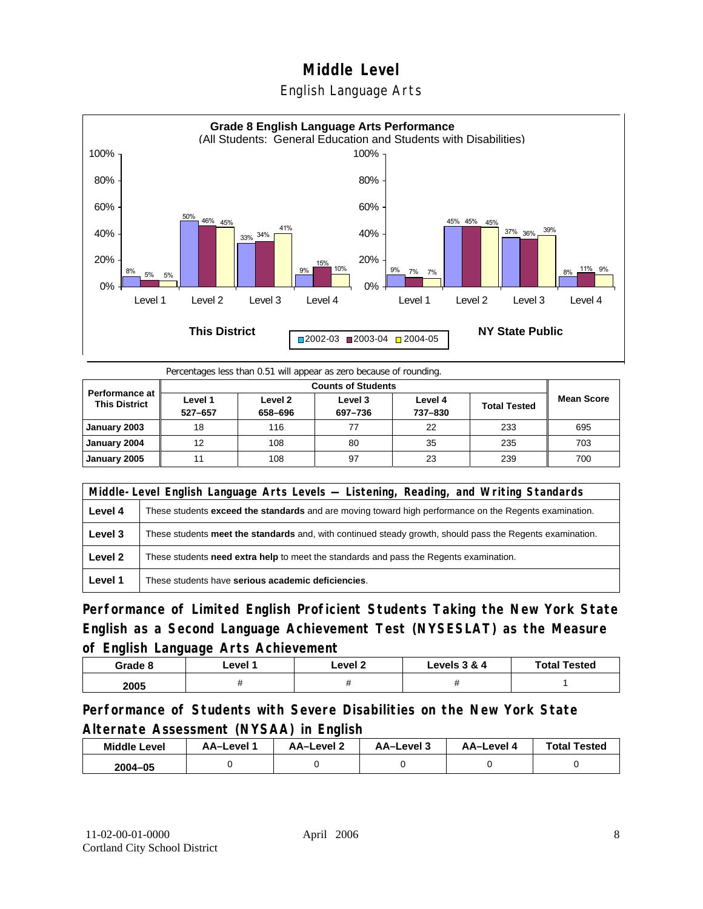# Middle Level

## English Language Arts

**Grade 8 English Language Arts Performance**
(All Students: General Education and Students with Disabilities)

| This District | 2002-03 | 2003-04 | 2004-05 |
|---|---|---|---|
| Level 1 | 8% | 5% | 5% |
| Level 2 | 50% | 46% | 45% |
| Level 3 | 33% | 34% | 41% |
| Level 4 | 9% | 15% | 10% |

| NY State Public | 2002-03 | 2003-04 | 2004-05 |
|---|---|---|---|
| Level 1 | 9% | 7% | 7% |
| Level 2 | 45% | 45% | 45% |
| Level 3 | 37% | 36% | 39% |
| Level 4 | 8% | 11% | 9% |

Percentages less than 0.51 will appear as zero because of rounding.

| Performance at This District | Counts of Students | | | | | Mean Score |
|---|---|---|---|---|---|---|
| | Level 1 527–657 | Level 2 658–696 | Level 3 697–736 | Level 4 737–830 | Total Tested | |
| January 2003 | 18 | 116 | 77 | 22 | 233 | 695 |
| January 2004 | 12 | 108 | 80 | 35 | 235 | 703 |
| January 2005 | 11 | 108 | 97 | 23 | 239 | 700 |

| Middle-Level English Language Arts Levels — Listening, Reading, and Writing Standards | |
|---|---|
| Level 4 | These students **exceed the standards** and are moving toward high performance on the Regents examination. |
| Level 3 | These students **meet the standards** and, with continued steady growth, should pass the Regents examination. |
| Level 2 | These students **need extra help** to meet the standards and pass the Regents examination. |
| Level 1 | These students have **serious academic deficiencies**. |

## Performance of Limited English Proficient Students Taking the New York State English as a Second Language Achievement Test (NYSESLAT) as the Measure of English Language Arts Achievement

| Grade 8 | Level 1 | Level 2 | Levels 3 & 4 | Total Tested |
|---|---|---|---|---|
| 2005 | # | # | # | 1 |

## Performance of Students with Severe Disabilities on the New York State Alternate Assessment (NYSAA) in English

| Middle Level | AA–Level 1 | AA–Level 2 | AA–Level 3 | AA–Level 4 | Total Tested |
|---|---|---|---|---|---|
| 2004–05 | 0 | 0 | 0 | 0 | 0 |

11-02-00-01-0000
Cortland City School District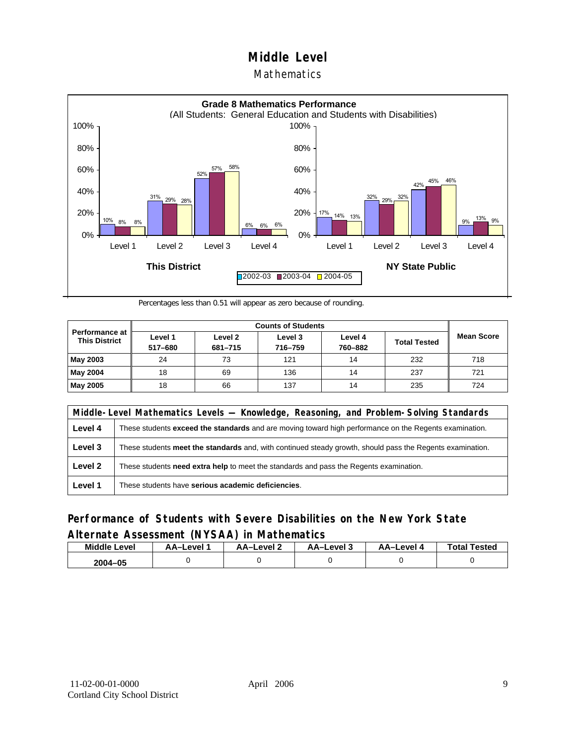# Middle Level

## Mathematics

**Grade 8 Mathematics Performance**
(All Students: General Education and Students with Disabilities)

| | This District 2002-03 | This District 2003-04 | This District 2004-05 | NY State Public 2002-03 | NY State Public 2003-04 | NY State Public 2004-05 |
|---|---|---|---|---|---|---|
| Level 1 | 10% | 8% | 8% | 17% | 14% | 13% |
| Level 2 | 31% | 29% | 28% | 32% | 29% | 32% |
| Level 3 | 52% | 57% | 58% | 42% | 45% | 46% |
| Level 4 | 6% | 6% | 6% | 9% | 13% | 9% |

Percentages less than 0.51 will appear as zero because of rounding.

| Performance at This District | Counts of Students | | | | | Mean Score |
|---|---|---|---|---|---|---|
| | Level 1 517–680 | Level 2 681–715 | Level 3 716–759 | Level 4 760–882 | Total Tested | |
| **May 2003** | 24 | 73 | 121 | 14 | 232 | 718 |
| **May 2004** | 18 | 69 | 136 | 14 | 237 | 721 |
| **May 2005** | 18 | 66 | 137 | 14 | 235 | 724 |

| Middle-Level Mathematics Levels — Knowledge, Reasoning, and Problem-Solving Standards | |
|---|---|
| **Level 4** | These students **exceed the standards** and are moving toward high performance on the Regents examination. |
| **Level 3** | These students **meet the standards** and, with continued steady growth, should pass the Regents examination. |
| **Level 2** | These students **need extra help** to meet the standards and pass the Regents examination. |
| **Level 1** | These students have **serious academic deficiencies**. |

## Performance of Students with Severe Disabilities on the New York State Alternate Assessment (NYSAA) in Mathematics

| Middle Level | AA–Level 1 | AA–Level 2 | AA–Level 3 | AA–Level 4 | Total Tested |
|---|---|---|---|---|---|
| 2004–05 | 0 | 0 | 0 | 0 | 0 |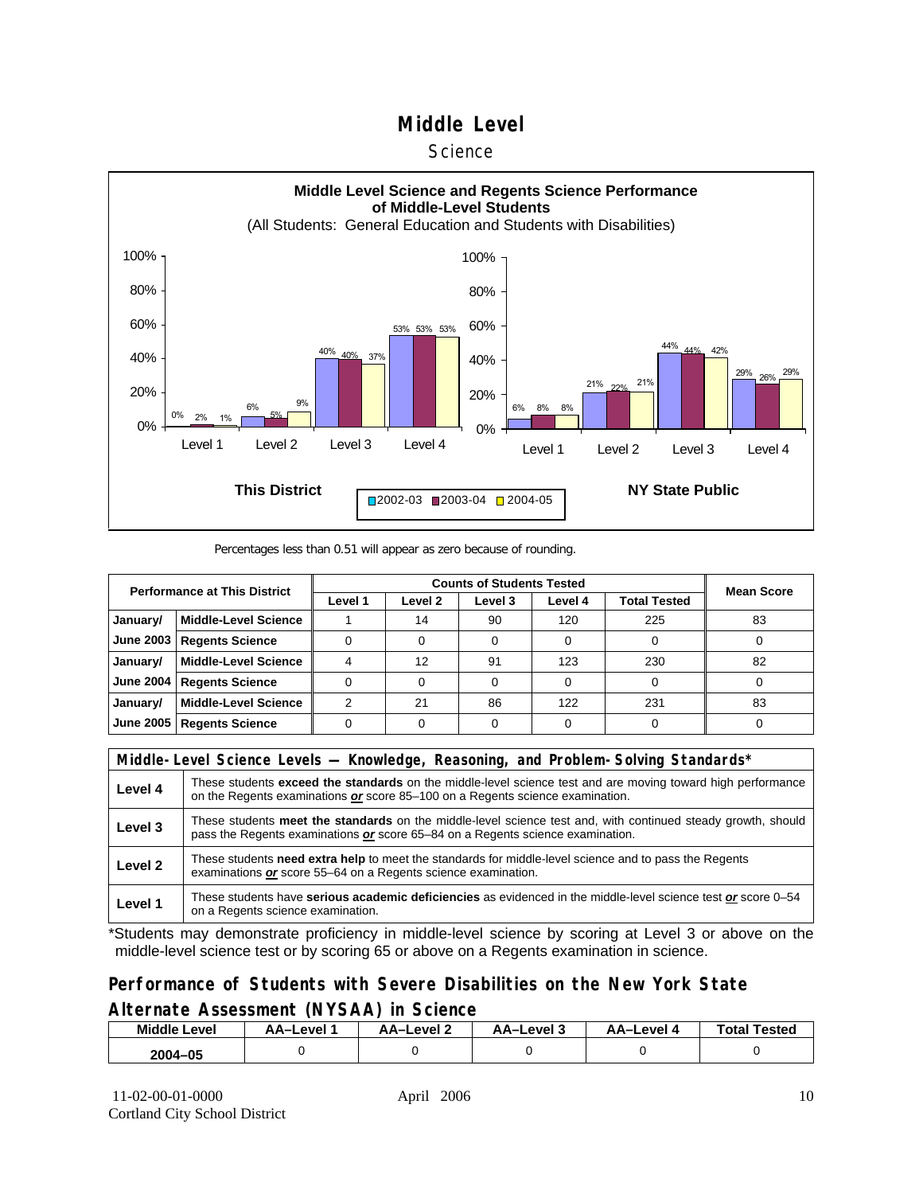# Middle Level

## Science

**Middle Level Science and Regents Science Performance of Middle-Level Students**

(All Students: General Education and Students with Disabilities)

| | Level 1 | Level 2 | Level 3 | Level 4 |
|---|---|---|---|---|
| **This District** 2002-03 | 0% | 6% | 40% | 53% |
| **This District** 2003-04 | 2% | 5% | 40% | 53% |
| **This District** 2004-05 | 1% | 9% | 37% | 53% |
| **NY State Public** 2002-03 | 6% | 21% | 44% | 29% |
| **NY State Public** 2003-04 | 8% | 22% | 44% | 26% |
| **NY State Public** 2004-05 | 8% | 21% | 42% | 29% |

Percentages less than 0.51 will appear as zero because of rounding.

| Performance at This District | | Counts of Students Tested | | | | | Mean Score |
|---|---|---|---|---|---|---|---|
| | | Level 1 | Level 2 | Level 3 | Level 4 | Total Tested | |
| January/ June 2003 | Middle-Level Science | 1 | 14 | 90 | 120 | 225 | 83 |
| | Regents Science | 0 | 0 | 0 | 0 | 0 | 0 |
| January/ June 2004 | Middle-Level Science | 4 | 12 | 91 | 123 | 230 | 82 |
| | Regents Science | 0 | 0 | 0 | 0 | 0 | 0 |
| January/ June 2005 | Middle-Level Science | 2 | 21 | 86 | 122 | 231 | 83 |
| | Regents Science | 0 | 0 | 0 | 0 | 0 | 0 |

| Middle-Level Science Levels — Knowledge, Reasoning, and Problem-Solving Standards* | |
|---|---|
| **Level 4** | These students **exceed the standards** on the middle-level science test and are moving toward high performance on the Regents examinations ***or*** score 85–100 on a Regents science examination. |
| **Level 3** | These students **meet the standards** on the middle-level science test and, with continued steady growth, should pass the Regents examinations ***or*** score 65–84 on a Regents science examination. |
| **Level 2** | These students **need extra help** to meet the standards for middle-level science and to pass the Regents examinations ***or*** score 55–64 on a Regents science examination. |
| **Level 1** | These students have **serious academic deficiencies** as evidenced in the middle-level science test ***or*** score 0–54 on a Regents science examination. |

*Students may demonstrate proficiency in middle-level science by scoring at Level 3 or above on the middle-level science test or by scoring 65 or above on a Regents examination in science.

## Performance of Students with Severe Disabilities on the New York State Alternate Assessment (NYSAA) in Science

| Middle Level | AA–Level 1 | AA–Level 2 | AA–Level 3 | AA–Level 4 | Total Tested |
|---|---|---|---|---|---|
| 2004–05 | 0 | 0 | 0 | 0 | 0 |

11-02-00-01-0000
Cortland City School District

April 2006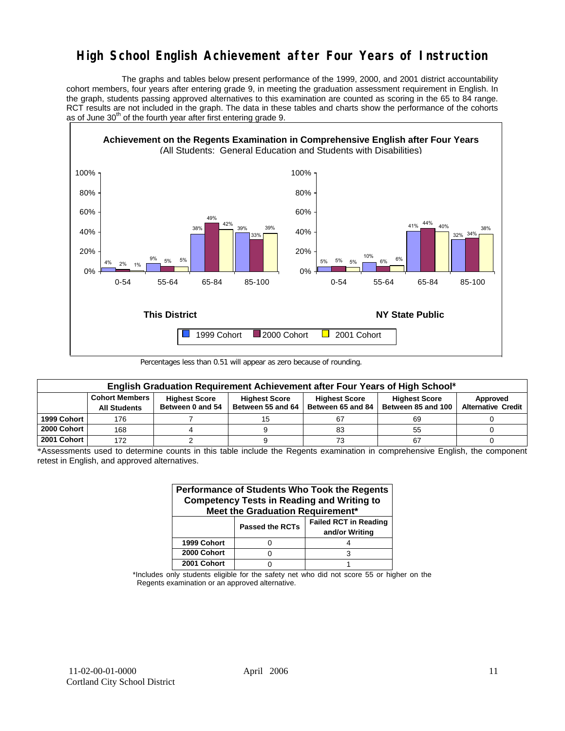# High School English Achievement after Four Years of Instruction

The graphs and tables below present performance of the 1999, 2000, and 2001 district accountability cohort members, four years after entering grade 9, in meeting the graduation assessment requirement in English. In the graph, students passing approved alternatives to this examination are counted as scoring in the 65 to 84 range. RCT results are not included in the graph. The data in these tables and charts show the performance of the cohorts as of June 30th of the fourth year after first entering grade 9.

**Achievement on the Regents Examination in Comprehensive English after Four Years**
(All Students: General Education and Students with Disabilities)

**This District**

| | 0-54 | 55-64 | 65-84 | 85-100 |
|---|---|---|---|---|
| 1999 Cohort | 4% | 9% | 38% | 39% |
| 2000 Cohort | 2% | 5% | 49% | 33% |
| 2001 Cohort | 1% | 5% | 42% | 39% |

**NY State Public**

| | 0-54 | 55-64 | 65-84 | 85-100 |
|---|---|---|---|---|
| 1999 Cohort | 5% | 10% | 41% | 32% |
| 2000 Cohort | 5% | 6% | 44% | 34% |
| 2001 Cohort | 5% | 6% | 40% | 38% |

Percentages less than 0.51 will appear as zero because of rounding.

| English Graduation Requirement Achievement after Four Years of High School* | | | | | | |
|---|---|---|---|---|---|---|
| | Cohort Members All Students | Highest Score Between 0 and 54 | Highest Score Between 55 and 64 | Highest Score Between 65 and 84 | Highest Score Between 85 and 100 | Approved Alternative Credit |
| 1999 Cohort | 176 | 7 | 15 | 67 | 69 | 0 |
| 2000 Cohort | 168 | 4 | 9 | 83 | 55 | 0 |
| 2001 Cohort | 172 | 2 | 9 | 73 | 67 | 0 |

*Assessments used to determine counts in this table include the Regents examination in comprehensive English, the component retest in English, and approved alternatives.

| Performance of Students Who Took the Regents Competency Tests in Reading and Writing to Meet the Graduation Requirement* | | |
|---|---|---|
| | Passed the RCTs | Failed RCT in Reading and/or Writing |
| 1999 Cohort | 0 | 4 |
| 2000 Cohort | 0 | 3 |
| 2001 Cohort | 0 | 1 |

*Includes only students eligible for the safety net who did not score 55 or higher on the Regents examination or an approved alternative.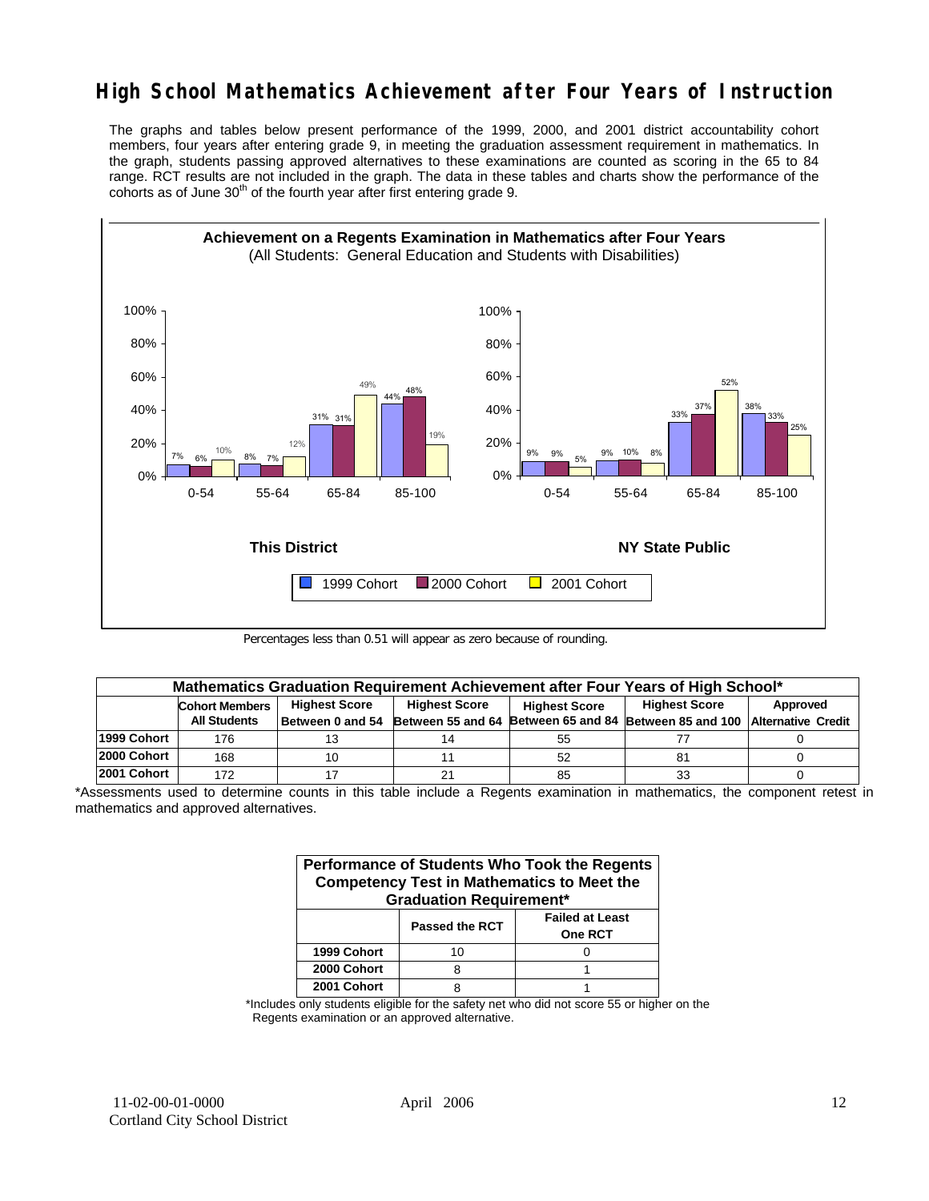# High School Mathematics Achievement after Four Years of Instruction

The graphs and tables below present performance of the 1999, 2000, and 2001 district accountability cohort members, four years after entering grade 9, in meeting the graduation assessment requirement in mathematics. In the graph, students passing approved alternatives to these examinations are counted as scoring in the 65 to 84 range. RCT results are not included in the graph. The data in these tables and charts show the performance of the cohorts as of June 30th of the fourth year after first entering grade 9.

**Achievement on a Regents Examination in Mathematics after Four Years**
(All Students: General Education and Students with Disabilities)

**This District**

| Score Range | 1999 Cohort | 2000 Cohort | 2001 Cohort |
|---|---|---|---|
| 0-54 | 7% | 6% | 10% |
| 55-64 | 8% | 7% | 12% |
| 65-84 | 31% | 31% | 49% |
| 85-100 | 44% | 48% | 19% |

**NY State Public**

| Score Range | 1999 Cohort | 2000 Cohort | 2001 Cohort |
|---|---|---|---|
| 0-54 | 9% | 9% | 5% |
| 55-64 | 9% | 10% | 8% |
| 65-84 | 33% | 37% | 52% |
| 85-100 | 38% | 33% | 25% |

Percentages less than 0.51 will appear as zero because of rounding.

| Mathematics Graduation Requirement Achievement after Four Years of High School* | | | | | | |
|---|---|---|---|---|---|---|
| | Cohort Members All Students | Highest Score Between 0 and 54 | Highest Score Between 55 and 64 | Highest Score Between 65 and 84 | Highest Score Between 85 and 100 | Approved Alternative Credit |
| 1999 Cohort | 176 | 13 | 14 | 55 | 77 | 0 |
| 2000 Cohort | 168 | 10 | 11 | 52 | 81 | 0 |
| 2001 Cohort | 172 | 17 | 21 | 85 | 33 | 0 |

*Assessments used to determine counts in this table include a Regents examination in mathematics, the component retest in mathematics and approved alternatives.

| Performance of Students Who Took the Regents Competency Test in Mathematics to Meet the Graduation Requirement* | | |
|---|---|---|
| | Passed the RCT | Failed at Least One RCT |
| 1999 Cohort | 10 | 0 |
| 2000 Cohort | 8 | 1 |
| 2001 Cohort | 8 | 1 |

*Includes only students eligible for the safety net who did not score 55 or higher on the Regents examination or an approved alternative.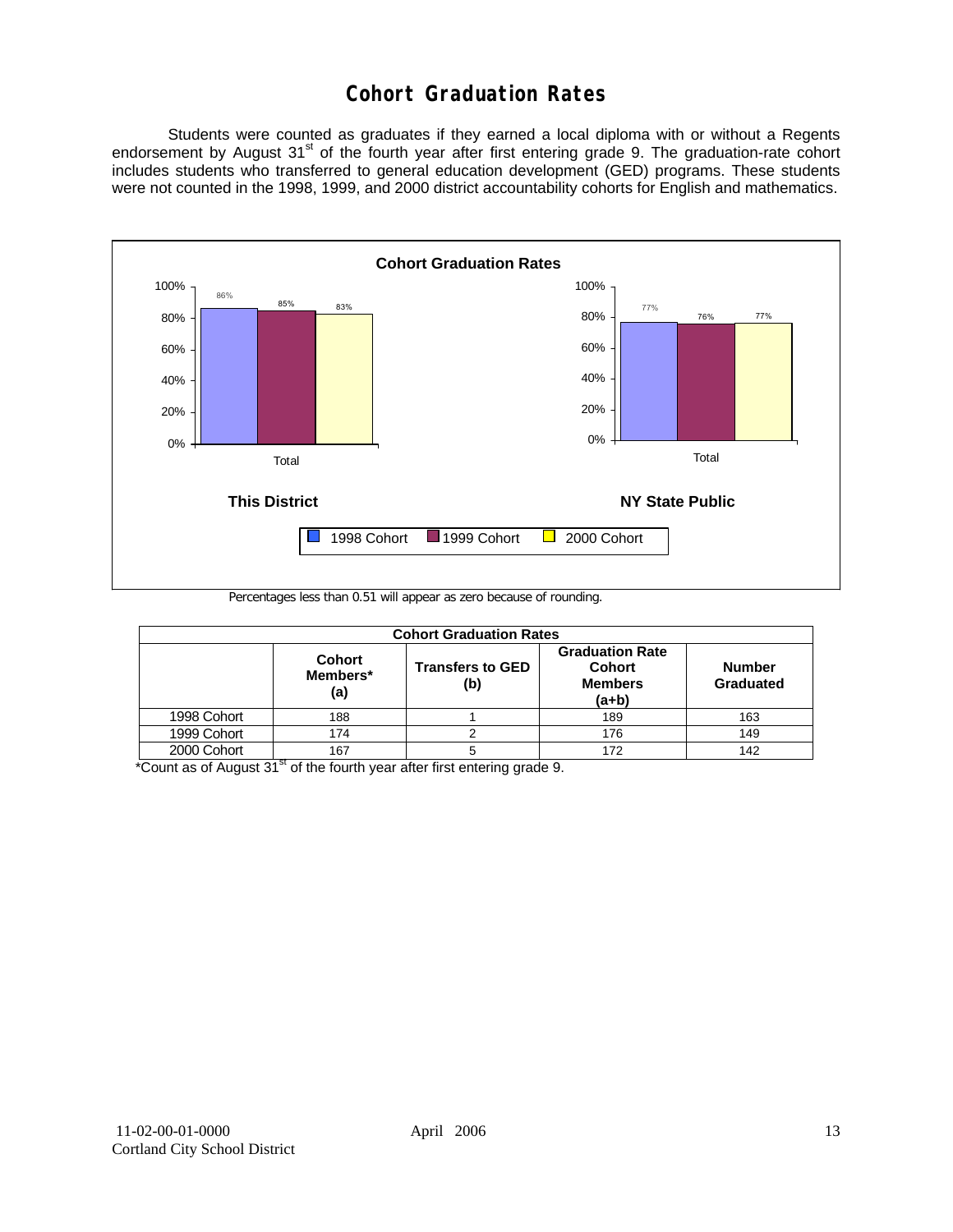# Cohort Graduation Rates

Students were counted as graduates if they earned a local diploma with or without a Regents endorsement by August 31st of the fourth year after first entering grade 9. The graduation-rate cohort includes students who transferred to general education development (GED) programs. These students were not counted in the 1998, 1999, and 2000 district accountability cohorts for English and mathematics.

**Cohort Graduation Rates**

| | 1998 Cohort | 1999 Cohort | 2000 Cohort |
|---|---|---|---|
| This District (Total) | 86% | 85% | 83% |
| NY State Public (Total) | 77% | 76% | 77% |

Percentages less than 0.51 will appear as zero because of rounding.

| Cohort Graduation Rates | | | | |
|---|---|---|---|---|
| | Cohort Members* (a) | Transfers to GED (b) | Graduation Rate Cohort Members (a+b) | Number Graduated |
| 1998 Cohort | 188 | 1 | 189 | 163 |
| 1999 Cohort | 174 | 2 | 176 | 149 |
| 2000 Cohort | 167 | 5 | 172 | 142 |

*Count as of August 31st of the fourth year after first entering grade 9.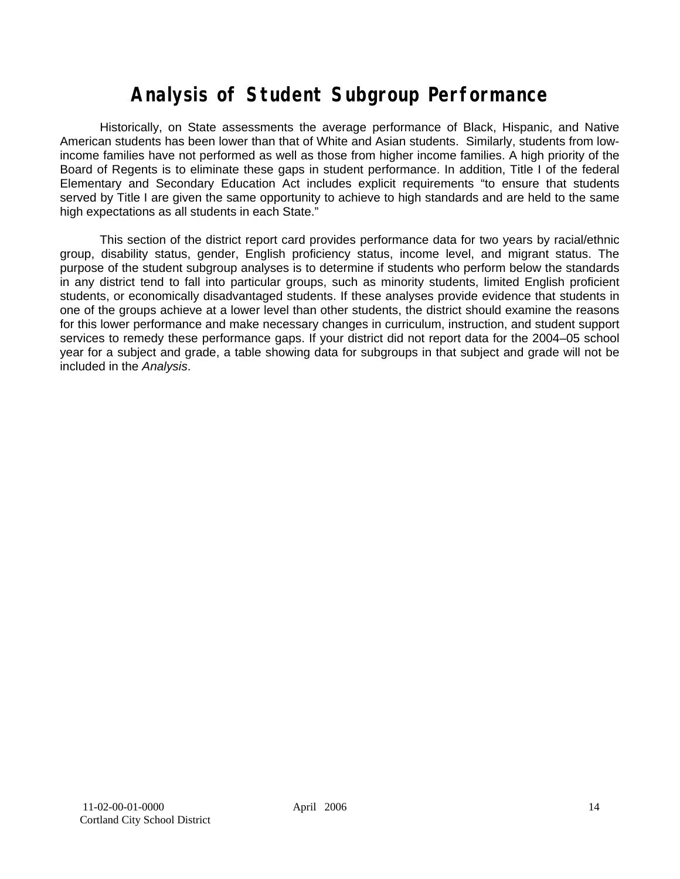# Analysis of Student Subgroup Performance

Historically, on State assessments the average performance of Black, Hispanic, and Native American students has been lower than that of White and Asian students. Similarly, students from low-income families have not performed as well as those from higher income families. A high priority of the Board of Regents is to eliminate these gaps in student performance. In addition, Title I of the federal Elementary and Secondary Education Act includes explicit requirements "to ensure that students served by Title I are given the same opportunity to achieve to high standards and are held to the same high expectations as all students in each State."

This section of the district report card provides performance data for two years by racial/ethnic group, disability status, gender, English proficiency status, income level, and migrant status. The purpose of the student subgroup analyses is to determine if students who perform below the standards in any district tend to fall into particular groups, such as minority students, limited English proficient students, or economically disadvantaged students. If these analyses provide evidence that students in one of the groups achieve at a lower level than other students, the district should examine the reasons for this lower performance and make necessary changes in curriculum, instruction, and student support services to remedy these performance gaps. If your district did not report data for the 2004–05 school year for a subject and grade, a table showing data for subgroups in that subject and grade will not be included in the *Analysis*.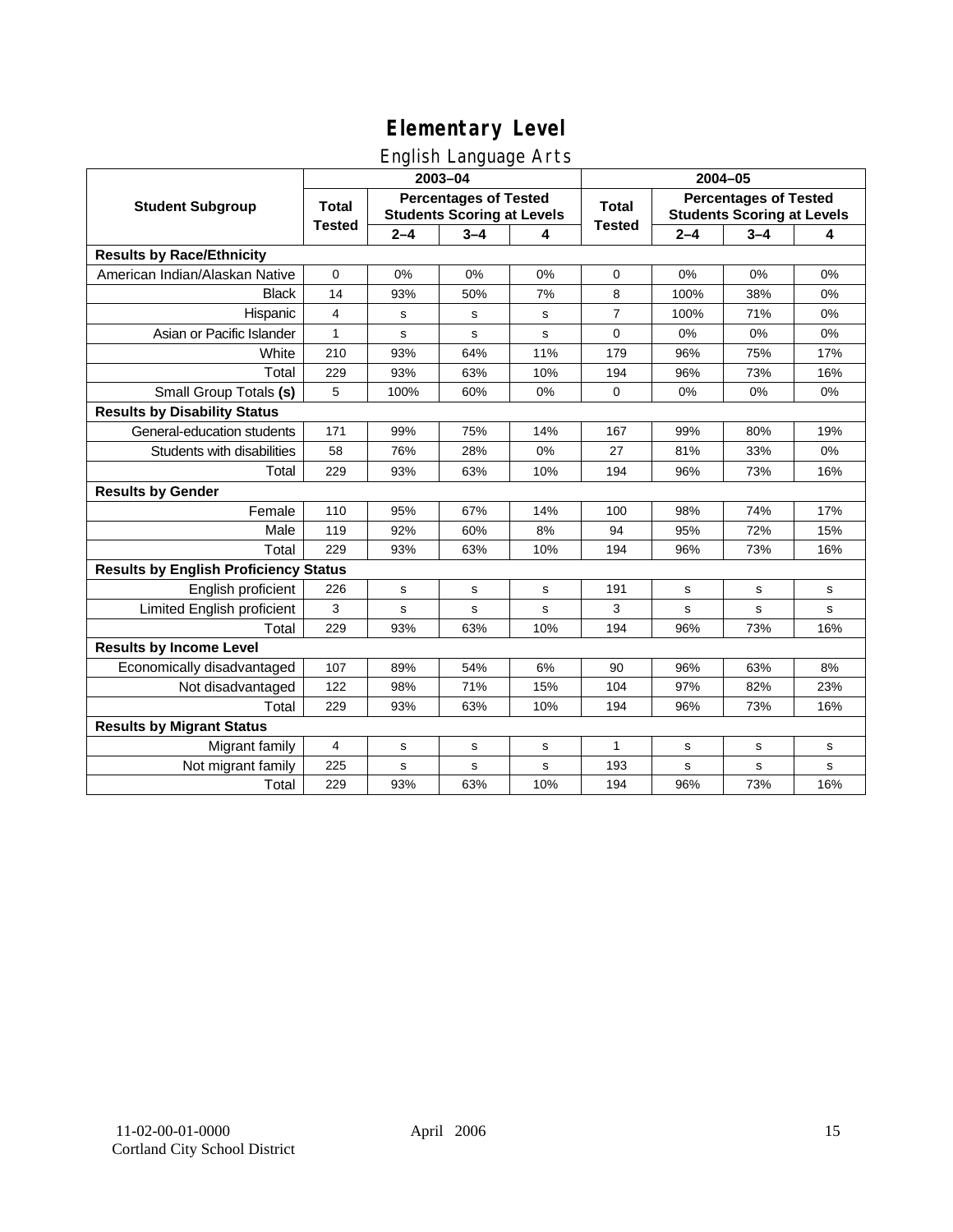# Elementary Level

## English Language Arts

| Student Subgroup | 2003–04 | | | | 2004–05 | | | |
|---|---|---|---|---|---|---|---|---|
| | Total Tested | Percentages of Tested Students Scoring at Levels | | | Total Tested | Percentages of Tested Students Scoring at Levels | | |
| | | 2–4 | 3–4 | 4 | | 2–4 | 3–4 | 4 |
| **Results by Race/Ethnicity** | | | | | | | | |
| American Indian/Alaskan Native | 0 | 0% | 0% | 0% | 0 | 0% | 0% | 0% |
| Black | 14 | 93% | 50% | 7% | 8 | 100% | 38% | 0% |
| Hispanic | 4 | s | s | s | 7 | 100% | 71% | 0% |
| Asian or Pacific Islander | 1 | s | s | s | 0 | 0% | 0% | 0% |
| White | 210 | 93% | 64% | 11% | 179 | 96% | 75% | 17% |
| Total | 229 | 93% | 63% | 10% | 194 | 96% | 73% | 16% |
| Small Group Totals **(s)** | 5 | 100% | 60% | 0% | 0 | 0% | 0% | 0% |
| **Results by Disability Status** | | | | | | | | |
| General-education students | 171 | 99% | 75% | 14% | 167 | 99% | 80% | 19% |
| Students with disabilities | 58 | 76% | 28% | 0% | 27 | 81% | 33% | 0% |
| Total | 229 | 93% | 63% | 10% | 194 | 96% | 73% | 16% |
| **Results by Gender** | | | | | | | | |
| Female | 110 | 95% | 67% | 14% | 100 | 98% | 74% | 17% |
| Male | 119 | 92% | 60% | 8% | 94 | 95% | 72% | 15% |
| Total | 229 | 93% | 63% | 10% | 194 | 96% | 73% | 16% |
| **Results by English Proficiency Status** | | | | | | | | |
| English proficient | 226 | s | s | s | 191 | s | s | s |
| Limited English proficient | 3 | s | s | s | 3 | s | s | s |
| Total | 229 | 93% | 63% | 10% | 194 | 96% | 73% | 16% |
| **Results by Income Level** | | | | | | | | |
| Economically disadvantaged | 107 | 89% | 54% | 6% | 90 | 96% | 63% | 8% |
| Not disadvantaged | 122 | 98% | 71% | 15% | 104 | 97% | 82% | 23% |
| Total | 229 | 93% | 63% | 10% | 194 | 96% | 73% | 16% |
| **Results by Migrant Status** | | | | | | | | |
| Migrant family | 4 | s | s | s | 1 | s | s | s |
| Not migrant family | 225 | s | s | s | 193 | s | s | s |
| Total | 229 | 93% | 63% | 10% | 194 | 96% | 73% | 16% |

11-02-00-01-0000
Cortland City School District

April 2006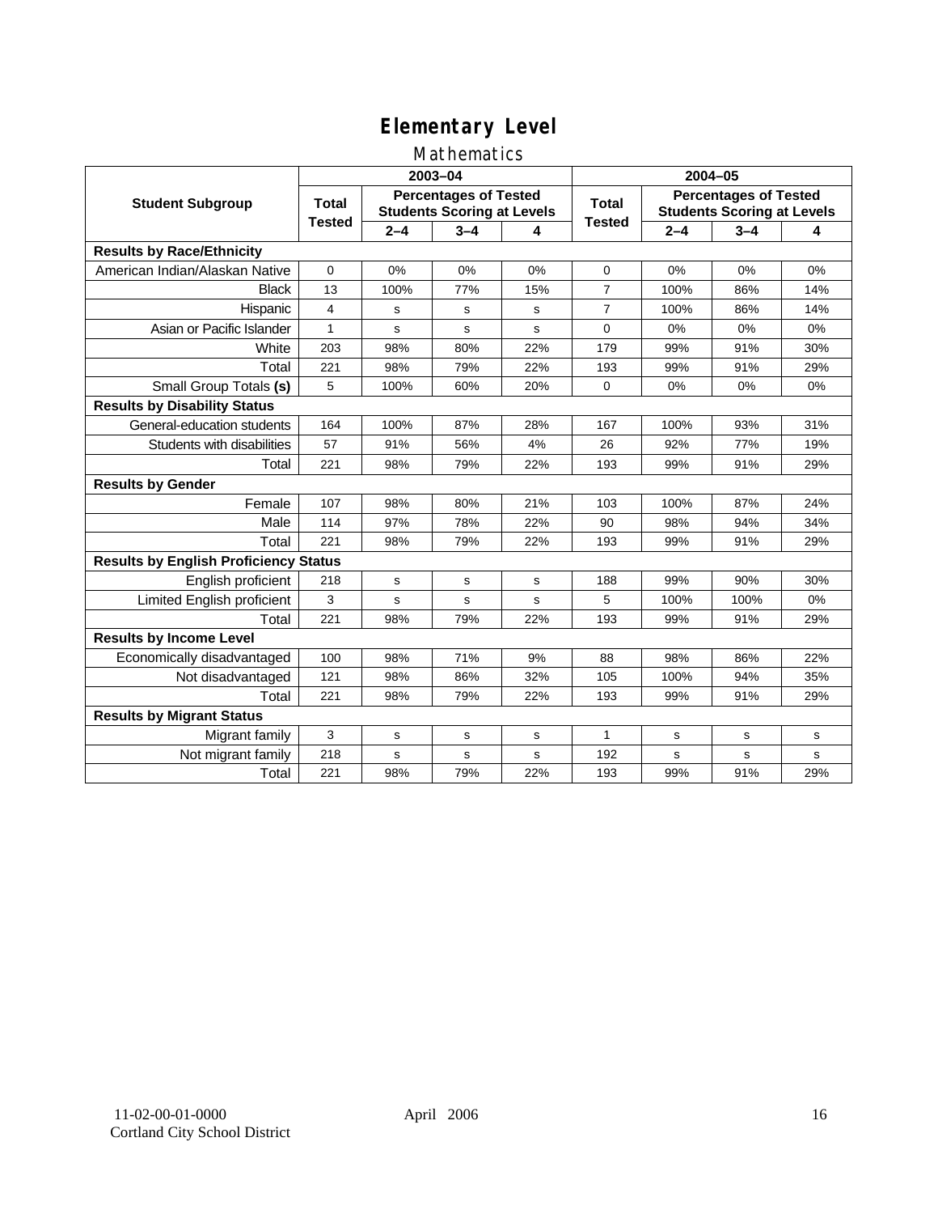# Elementary Level

## Mathematics

| Student Subgroup | 2003–04 | | | | 2004–05 | | | |
|---|---|---|---|---|---|---|---|---|
| | Total Tested | Percentages of Tested Students Scoring at Levels | | | Total Tested | Percentages of Tested Students Scoring at Levels | | |
| | | 2–4 | 3–4 | 4 | | 2–4 | 3–4 | 4 |
| **Results by Race/Ethnicity** | | | | | | | | |
| American Indian/Alaskan Native | 0 | 0% | 0% | 0% | 0 | 0% | 0% | 0% |
| Black | 13 | 100% | 77% | 15% | 7 | 100% | 86% | 14% |
| Hispanic | 4 | s | s | s | 7 | 100% | 86% | 14% |
| Asian or Pacific Islander | 1 | s | s | s | 0 | 0% | 0% | 0% |
| White | 203 | 98% | 80% | 22% | 179 | 99% | 91% | 30% |
| Total | 221 | 98% | 79% | 22% | 193 | 99% | 91% | 29% |
| Small Group Totals **(s)** | 5 | 100% | 60% | 20% | 0 | 0% | 0% | 0% |
| **Results by Disability Status** | | | | | | | | |
| General-education students | 164 | 100% | 87% | 28% | 167 | 100% | 93% | 31% |
| Students with disabilities | 57 | 91% | 56% | 4% | 26 | 92% | 77% | 19% |
| Total | 221 | 98% | 79% | 22% | 193 | 99% | 91% | 29% |
| **Results by Gender** | | | | | | | | |
| Female | 107 | 98% | 80% | 21% | 103 | 100% | 87% | 24% |
| Male | 114 | 97% | 78% | 22% | 90 | 98% | 94% | 34% |
| Total | 221 | 98% | 79% | 22% | 193 | 99% | 91% | 29% |
| **Results by English Proficiency Status** | | | | | | | | |
| English proficient | 218 | s | s | s | 188 | 99% | 90% | 30% |
| Limited English proficient | 3 | s | s | s | 5 | 100% | 100% | 0% |
| Total | 221 | 98% | 79% | 22% | 193 | 99% | 91% | 29% |
| **Results by Income Level** | | | | | | | | |
| Economically disadvantaged | 100 | 98% | 71% | 9% | 88 | 98% | 86% | 22% |
| Not disadvantaged | 121 | 98% | 86% | 32% | 105 | 100% | 94% | 35% |
| Total | 221 | 98% | 79% | 22% | 193 | 99% | 91% | 29% |
| **Results by Migrant Status** | | | | | | | | |
| Migrant family | 3 | s | s | s | 1 | s | s | s |
| Not migrant family | 218 | s | s | s | 192 | s | s | s |
| Total | 221 | 98% | 79% | 22% | 193 | 99% | 91% | 29% |

11-02-00-01-0000
Cortland City School District

April 2006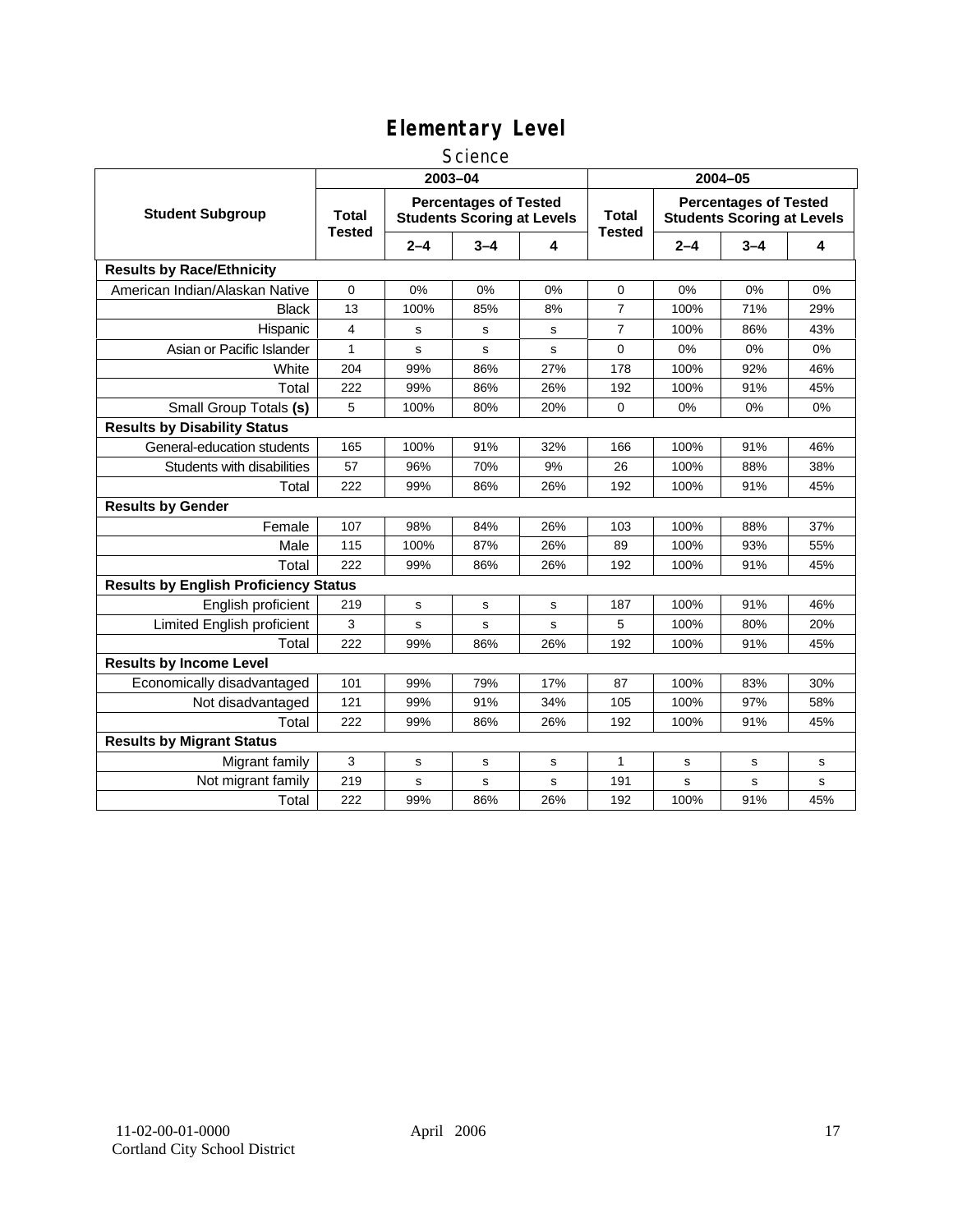# Elementary Level

## Science

| Student Subgroup | 2003–04 | | | | 2004–05 | | | |
|---|---|---|---|---|---|---|---|---|
| | Total Tested | Percentages of Tested Students Scoring at Levels | | | Total Tested | Percentages of Tested Students Scoring at Levels | | |
| | | 2–4 | 3–4 | 4 | | 2–4 | 3–4 | 4 |
| **Results by Race/Ethnicity** | | | | | | | | |
| American Indian/Alaskan Native | 0 | 0% | 0% | 0% | 0 | 0% | 0% | 0% |
| Black | 13 | 100% | 85% | 8% | 7 | 100% | 71% | 29% |
| Hispanic | 4 | s | s | s | 7 | 100% | 86% | 43% |
| Asian or Pacific Islander | 1 | s | s | s | 0 | 0% | 0% | 0% |
| White | 204 | 99% | 86% | 27% | 178 | 100% | 92% | 46% |
| Total | 222 | 99% | 86% | 26% | 192 | 100% | 91% | 45% |
| Small Group Totals **(s)** | 5 | 100% | 80% | 20% | 0 | 0% | 0% | 0% |
| **Results by Disability Status** | | | | | | | | |
| General-education students | 165 | 100% | 91% | 32% | 166 | 100% | 91% | 46% |
| Students with disabilities | 57 | 96% | 70% | 9% | 26 | 100% | 88% | 38% |
| Total | 222 | 99% | 86% | 26% | 192 | 100% | 91% | 45% |
| **Results by Gender** | | | | | | | | |
| Female | 107 | 98% | 84% | 26% | 103 | 100% | 88% | 37% |
| Male | 115 | 100% | 87% | 26% | 89 | 100% | 93% | 55% |
| Total | 222 | 99% | 86% | 26% | 192 | 100% | 91% | 45% |
| **Results by English Proficiency Status** | | | | | | | | |
| English proficient | 219 | s | s | s | 187 | 100% | 91% | 46% |
| Limited English proficient | 3 | s | s | s | 5 | 100% | 80% | 20% |
| Total | 222 | 99% | 86% | 26% | 192 | 100% | 91% | 45% |
| **Results by Income Level** | | | | | | | | |
| Economically disadvantaged | 101 | 99% | 79% | 17% | 87 | 100% | 83% | 30% |
| Not disadvantaged | 121 | 99% | 91% | 34% | 105 | 100% | 97% | 58% |
| Total | 222 | 99% | 86% | 26% | 192 | 100% | 91% | 45% |
| **Results by Migrant Status** | | | | | | | | |
| Migrant family | 3 | s | s | s | 1 | s | s | s |
| Not migrant family | 219 | s | s | s | 191 | s | s | s |
| Total | 222 | 99% | 86% | 26% | 192 | 100% | 91% | 45% |

11-02-00-01-0000 April 2006
Cortland City School District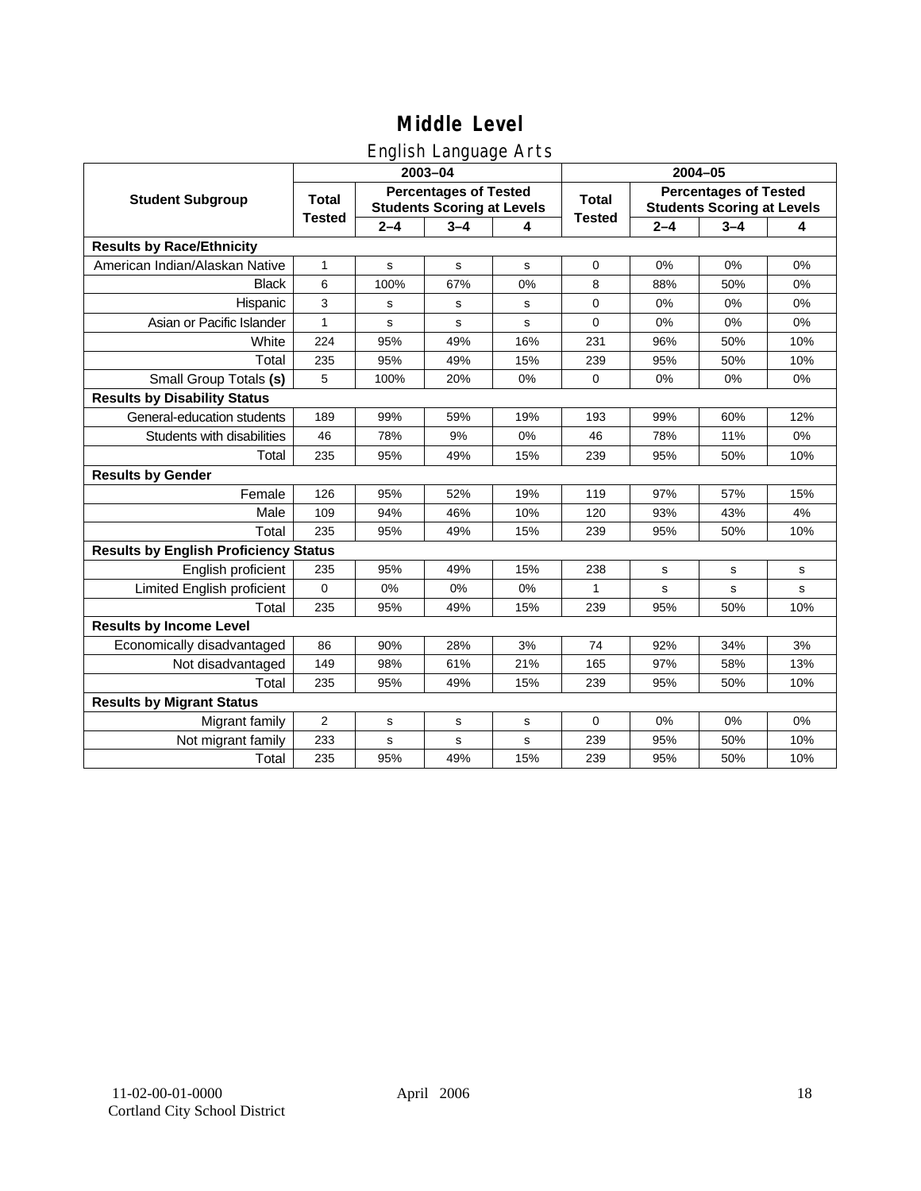# Middle Level

## English Language Arts

| Student Subgroup | 2003–04 | | | | 2004–05 | | | |
|---|---|---|---|---|---|---|---|---|
| | Total Tested | Percentages of Tested Students Scoring at Levels | | | Total Tested | Percentages of Tested Students Scoring at Levels | | |
| | | 2–4 | 3–4 | 4 | | 2–4 | 3–4 | 4 |
| **Results by Race/Ethnicity** | | | | | | | | |
| American Indian/Alaskan Native | 1 | s | s | s | 0 | 0% | 0% | 0% |
| Black | 6 | 100% | 67% | 0% | 8 | 88% | 50% | 0% |
| Hispanic | 3 | s | s | s | 0 | 0% | 0% | 0% |
| Asian or Pacific Islander | 1 | s | s | s | 0 | 0% | 0% | 0% |
| White | 224 | 95% | 49% | 16% | 231 | 96% | 50% | 10% |
| Total | 235 | 95% | 49% | 15% | 239 | 95% | 50% | 10% |
| Small Group Totals **(s)** | 5 | 100% | 20% | 0% | 0 | 0% | 0% | 0% |
| **Results by Disability Status** | | | | | | | | |
| General-education students | 189 | 99% | 59% | 19% | 193 | 99% | 60% | 12% |
| Students with disabilities | 46 | 78% | 9% | 0% | 46 | 78% | 11% | 0% |
| Total | 235 | 95% | 49% | 15% | 239 | 95% | 50% | 10% |
| **Results by Gender** | | | | | | | | |
| Female | 126 | 95% | 52% | 19% | 119 | 97% | 57% | 15% |
| Male | 109 | 94% | 46% | 10% | 120 | 93% | 43% | 4% |
| Total | 235 | 95% | 49% | 15% | 239 | 95% | 50% | 10% |
| **Results by English Proficiency Status** | | | | | | | | |
| English proficient | 235 | 95% | 49% | 15% | 238 | s | s | s |
| Limited English proficient | 0 | 0% | 0% | 0% | 1 | s | s | s |
| Total | 235 | 95% | 49% | 15% | 239 | 95% | 50% | 10% |
| **Results by Income Level** | | | | | | | | |
| Economically disadvantaged | 86 | 90% | 28% | 3% | 74 | 92% | 34% | 3% |
| Not disadvantaged | 149 | 98% | 61% | 21% | 165 | 97% | 58% | 13% |
| Total | 235 | 95% | 49% | 15% | 239 | 95% | 50% | 10% |
| **Results by Migrant Status** | | | | | | | | |
| Migrant family | 2 | s | s | s | 0 | 0% | 0% | 0% |
| Not migrant family | 233 | s | s | s | 239 | 95% | 50% | 10% |
| Total | 235 | 95% | 49% | 15% | 239 | 95% | 50% | 10% |

11-02-00-01-0000
Cortland City School District

April 2006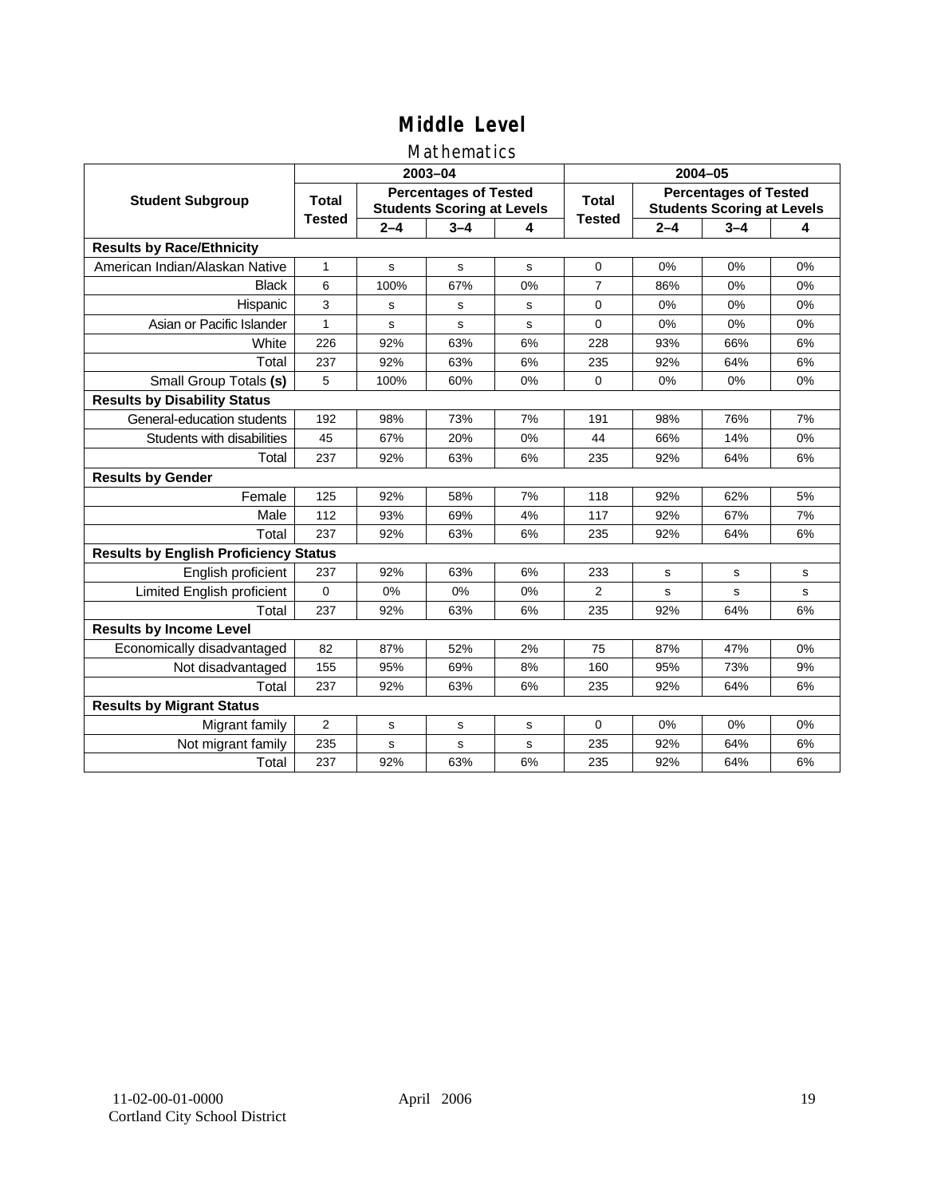# Middle Level

## Mathematics

| Student Subgroup | 2003–04 | | | | 2004–05 | | | |
|---|---|---|---|---|---|---|---|---|
| | Total Tested | Percentages of Tested Students Scoring at Levels | | | Total Tested | Percentages of Tested Students Scoring at Levels | | |
| | | 2–4 | 3–4 | 4 | | 2–4 | 3–4 | 4 |
| **Results by Race/Ethnicity** | | | | | | | | |
| American Indian/Alaskan Native | 1 | s | s | s | 0 | 0% | 0% | 0% |
| Black | 6 | 100% | 67% | 0% | 7 | 86% | 0% | 0% |
| Hispanic | 3 | s | s | s | 0 | 0% | 0% | 0% |
| Asian or Pacific Islander | 1 | s | s | s | 0 | 0% | 0% | 0% |
| White | 226 | 92% | 63% | 6% | 228 | 93% | 66% | 6% |
| Total | 237 | 92% | 63% | 6% | 235 | 92% | 64% | 6% |
| Small Group Totals **(s)** | 5 | 100% | 60% | 0% | 0 | 0% | 0% | 0% |
| **Results by Disability Status** | | | | | | | | |
| General-education students | 192 | 98% | 73% | 7% | 191 | 98% | 76% | 7% |
| Students with disabilities | 45 | 67% | 20% | 0% | 44 | 66% | 14% | 0% |
| Total | 237 | 92% | 63% | 6% | 235 | 92% | 64% | 6% |
| **Results by Gender** | | | | | | | | |
| Female | 125 | 92% | 58% | 7% | 118 | 92% | 62% | 5% |
| Male | 112 | 93% | 69% | 4% | 117 | 92% | 67% | 7% |
| Total | 237 | 92% | 63% | 6% | 235 | 92% | 64% | 6% |
| **Results by English Proficiency Status** | | | | | | | | |
| English proficient | 237 | 92% | 63% | 6% | 233 | s | s | s |
| Limited English proficient | 0 | 0% | 0% | 0% | 2 | s | s | s |
| Total | 237 | 92% | 63% | 6% | 235 | 92% | 64% | 6% |
| **Results by Income Level** | | | | | | | | |
| Economically disadvantaged | 82 | 87% | 52% | 2% | 75 | 87% | 47% | 0% |
| Not disadvantaged | 155 | 95% | 69% | 8% | 160 | 95% | 73% | 9% |
| Total | 237 | 92% | 63% | 6% | 235 | 92% | 64% | 6% |
| **Results by Migrant Status** | | | | | | | | |
| Migrant family | 2 | s | s | s | 0 | 0% | 0% | 0% |
| Not migrant family | 235 | s | s | s | 235 | 92% | 64% | 6% |
| Total | 237 | 92% | 63% | 6% | 235 | 92% | 64% | 6% |

11-02-00-01-0000
Cortland City School District

April 2006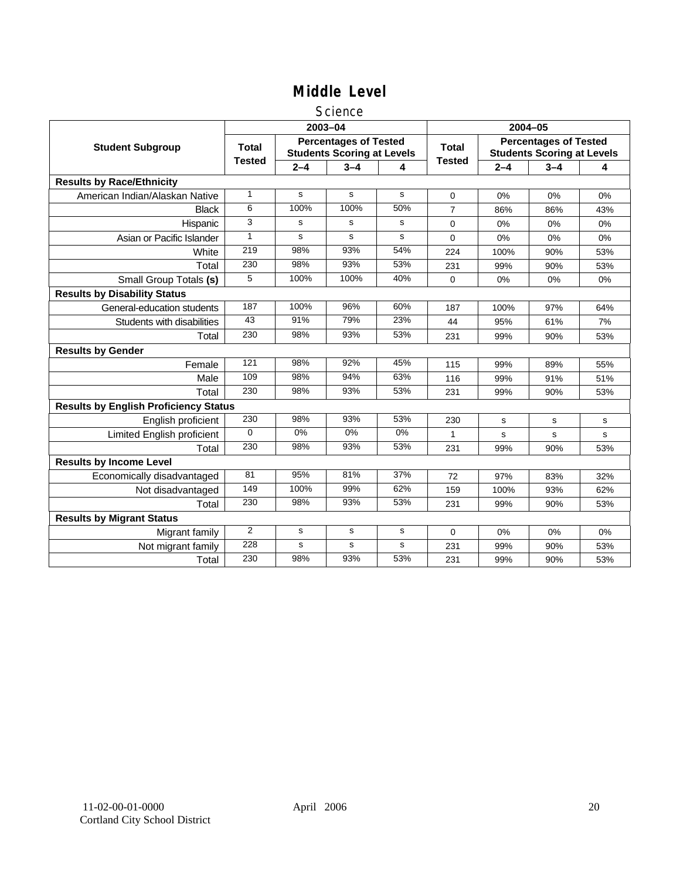# Middle Level

## Science

| Student Subgroup | 2003–04 | | | | 2004–05 | | | |
|---|---|---|---|---|---|---|---|---|
| | Total Tested | Percentages of Tested Students Scoring at Levels | | | Total Tested | Percentages of Tested Students Scoring at Levels | | |
| | | 2–4 | 3–4 | 4 | | 2–4 | 3–4 | 4 |
| **Results by Race/Ethnicity** | | | | | | | | |
| American Indian/Alaskan Native | 1 | s | s | s | 0 | 0% | 0% | 0% |
| Black | 6 | 100% | 100% | 50% | 7 | 86% | 86% | 43% |
| Hispanic | 3 | s | s | s | 0 | 0% | 0% | 0% |
| Asian or Pacific Islander | 1 | s | s | s | 0 | 0% | 0% | 0% |
| White | 219 | 98% | 93% | 54% | 224 | 100% | 90% | 53% |
| Total | 230 | 98% | 93% | 53% | 231 | 99% | 90% | 53% |
| Small Group Totals **(s)** | 5 | 100% | 100% | 40% | 0 | 0% | 0% | 0% |
| **Results by Disability Status** | | | | | | | | |
| General-education students | 187 | 100% | 96% | 60% | 187 | 100% | 97% | 64% |
| Students with disabilities | 43 | 91% | 79% | 23% | 44 | 95% | 61% | 7% |
| Total | 230 | 98% | 93% | 53% | 231 | 99% | 90% | 53% |
| **Results by Gender** | | | | | | | | |
| Female | 121 | 98% | 92% | 45% | 115 | 99% | 89% | 55% |
| Male | 109 | 98% | 94% | 63% | 116 | 99% | 91% | 51% |
| Total | 230 | 98% | 93% | 53% | 231 | 99% | 90% | 53% |
| **Results by English Proficiency Status** | | | | | | | | |
| English proficient | 230 | 98% | 93% | 53% | 230 | s | s | s |
| Limited English proficient | 0 | 0% | 0% | 0% | 1 | s | s | s |
| Total | 230 | 98% | 93% | 53% | 231 | 99% | 90% | 53% |
| **Results by Income Level** | | | | | | | | |
| Economically disadvantaged | 81 | 95% | 81% | 37% | 72 | 97% | 83% | 32% |
| Not disadvantaged | 149 | 100% | 99% | 62% | 159 | 100% | 93% | 62% |
| Total | 230 | 98% | 93% | 53% | 231 | 99% | 90% | 53% |
| **Results by Migrant Status** | | | | | | | | |
| Migrant family | 2 | s | s | s | 0 | 0% | 0% | 0% |
| Not migrant family | 228 | s | s | s | 231 | 99% | 90% | 53% |
| Total | 230 | 98% | 93% | 53% | 231 | 99% | 90% | 53% |

11-02-00-01-0000
Cortland City School District

April 2006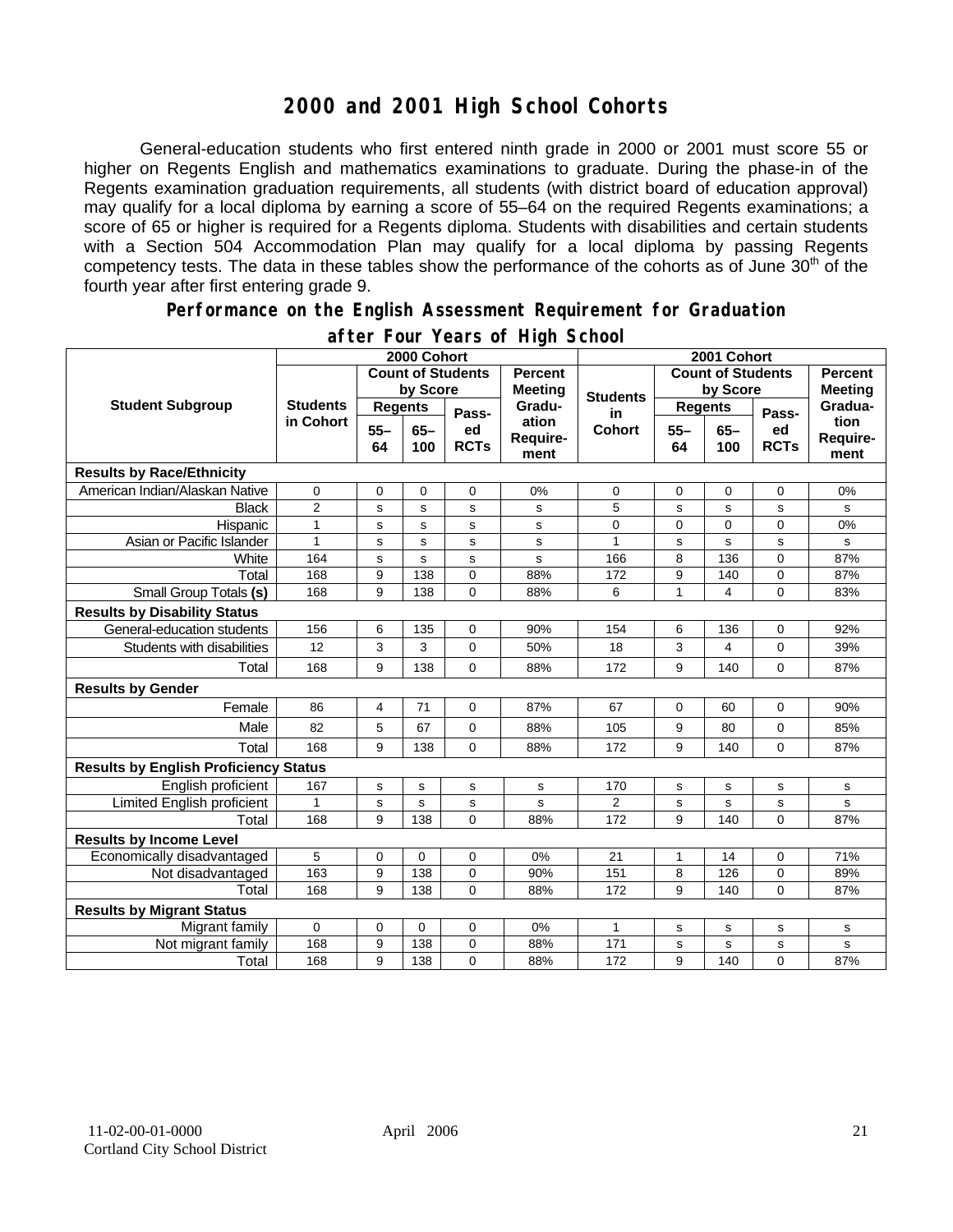# 2000 and 2001 High School Cohorts

General-education students who first entered ninth grade in 2000 or 2001 must score 55 or higher on Regents English and mathematics examinations to graduate. During the phase-in of the Regents examination graduation requirements, all students (with district board of education approval) may qualify for a local diploma by earning a score of 55–64 on the required Regents examinations; a score of 65 or higher is required for a Regents diploma. Students with disabilities and certain students with a Section 504 Accommodation Plan may qualify for a local diploma by passing Regents competency tests. The data in these tables show the performance of the cohorts as of June 30th of the fourth year after first entering grade 9.

## Performance on the English Assessment Requirement for Graduation after Four Years of High School

| Student Subgroup | 2000 Cohort | | | | | 2001 Cohort | | | | |
|---|---|---|---|---|---|---|---|---|---|---|
| | Students in Cohort | Count of Students by Score | | | Percent Meeting Graduation Requirement | Students in Cohort | Count of Students by Score | | | Percent Meeting Graduation Requirement |
| | | Regents 55–64 | Regents 65–100 | Passed RCTs | | | Regents 55–64 | Regents 65–100 | Passed RCTs | |
| **Results by Race/Ethnicity** | | | | | | | | | | |
| American Indian/Alaskan Native | 0 | 0 | 0 | 0 | 0% | 0 | 0 | 0 | 0 | 0% |
| Black | 2 | s | s | s | s | 5 | s | s | s | s |
| Hispanic | 1 | s | s | s | s | 0 | 0 | 0 | 0 | 0% |
| Asian or Pacific Islander | 1 | s | s | s | s | 1 | s | s | s | s |
| White | 164 | s | s | s | s | 166 | 8 | 136 | 0 | 87% |
| Total | 168 | 9 | 138 | 0 | 88% | 172 | 9 | 140 | 0 | 87% |
| Small Group Totals **(s)** | 168 | 9 | 138 | 0 | 88% | 6 | 1 | 4 | 0 | 83% |
| **Results by Disability Status** | | | | | | | | | | |
| General-education students | 156 | 6 | 135 | 0 | 90% | 154 | 6 | 136 | 0 | 92% |
| Students with disabilities | 12 | 3 | 3 | 0 | 50% | 18 | 3 | 4 | 0 | 39% |
| Total | 168 | 9 | 138 | 0 | 88% | 172 | 9 | 140 | 0 | 87% |
| **Results by Gender** | | | | | | | | | | |
| Female | 86 | 4 | 71 | 0 | 87% | 67 | 0 | 60 | 0 | 90% |
| Male | 82 | 5 | 67 | 0 | 88% | 105 | 9 | 80 | 0 | 85% |
| Total | 168 | 9 | 138 | 0 | 88% | 172 | 9 | 140 | 0 | 87% |
| **Results by English Proficiency Status** | | | | | | | | | | |
| English proficient | 167 | s | s | s | s | 170 | s | s | s | s |
| Limited English proficient | 1 | s | s | s | s | 2 | s | s | s | s |
| Total | 168 | 9 | 138 | 0 | 88% | 172 | 9 | 140 | 0 | 87% |
| **Results by Income Level** | | | | | | | | | | |
| Economically disadvantaged | 5 | 0 | 0 | 0 | 0% | 21 | 1 | 14 | 0 | 71% |
| Not disadvantaged | 163 | 9 | 138 | 0 | 90% | 151 | 8 | 126 | 0 | 89% |
| Total | 168 | 9 | 138 | 0 | 88% | 172 | 9 | 140 | 0 | 87% |
| **Results by Migrant Status** | | | | | | | | | | |
| Migrant family | 0 | 0 | 0 | 0 | 0% | 1 | s | s | s | s |
| Not migrant family | 168 | 9 | 138 | 0 | 88% | 171 | s | s | s | s |
| Total | 168 | 9 | 138 | 0 | 88% | 172 | 9 | 140 | 0 | 87% |

11-02-00-01-0000 April 2006
Cortland City School District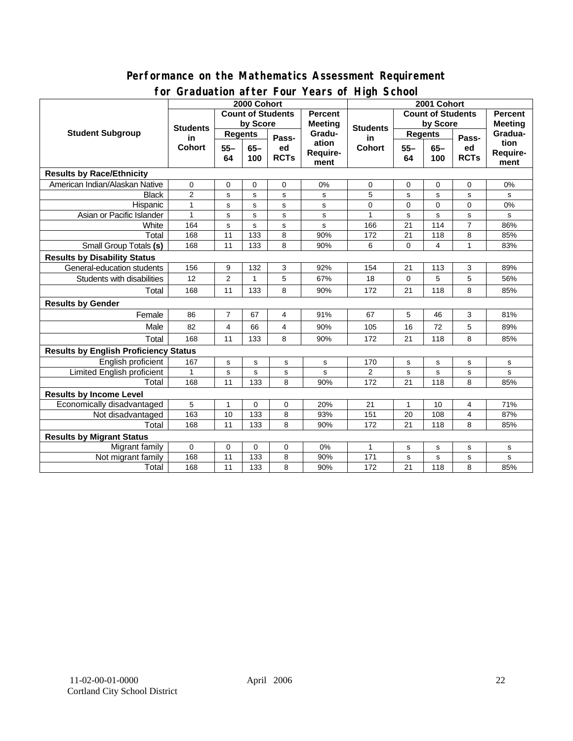## Performance on the Mathematics Assessment Requirement for Graduation after Four Years of High School

| Student Subgroup | 2000 Cohort | | | | | 2001 Cohort | | | | |
|---|---|---|---|---|---|---|---|---|---|---|
| | Students in Cohort | Count of Students by Score | | | Percent Meeting Graduation Requirement | Students in Cohort | Count of Students by Score | | | Percent Meeting Graduation Requirement |
| | | Regents | | Passed RCTs | | | Regents | | Passed RCTs | |
| | | 55–64 | 65–100 | | | | 55–64 | 65–100 | | |
| **Results by Race/Ethnicity** | | | | | | | | | | |
| American Indian/Alaskan Native | 0 | 0 | 0 | 0 | 0% | 0 | 0 | 0 | 0 | 0% |
| Black | 2 | s | s | s | s | 5 | s | s | s | s |
| Hispanic | 1 | s | s | s | s | 0 | 0 | 0 | 0 | 0% |
| Asian or Pacific Islander | 1 | s | s | s | s | 1 | s | s | s | s |
| White | 164 | s | s | s | s | 166 | 21 | 114 | 7 | 86% |
| Total | 168 | 11 | 133 | 8 | 90% | 172 | 21 | 118 | 8 | 85% |
| Small Group Totals **(s)** | 168 | 11 | 133 | 8 | 90% | 6 | 0 | 4 | 1 | 83% |
| **Results by Disability Status** | | | | | | | | | | |
| General-education students | 156 | 9 | 132 | 3 | 92% | 154 | 21 | 113 | 3 | 89% |
| Students with disabilities | 12 | 2 | 1 | 5 | 67% | 18 | 0 | 5 | 5 | 56% |
| Total | 168 | 11 | 133 | 8 | 90% | 172 | 21 | 118 | 8 | 85% |
| **Results by Gender** | | | | | | | | | | |
| Female | 86 | 7 | 67 | 4 | 91% | 67 | 5 | 46 | 3 | 81% |
| Male | 82 | 4 | 66 | 4 | 90% | 105 | 16 | 72 | 5 | 89% |
| Total | 168 | 11 | 133 | 8 | 90% | 172 | 21 | 118 | 8 | 85% |
| **Results by English Proficiency Status** | | | | | | | | | | |
| English proficient | 167 | s | s | s | s | 170 | s | s | s | s |
| Limited English proficient | 1 | s | s | s | s | 2 | s | s | s | s |
| Total | 168 | 11 | 133 | 8 | 90% | 172 | 21 | 118 | 8 | 85% |
| **Results by Income Level** | | | | | | | | | | |
| Economically disadvantaged | 5 | 1 | 0 | 0 | 20% | 21 | 1 | 10 | 4 | 71% |
| Not disadvantaged | 163 | 10 | 133 | 8 | 93% | 151 | 20 | 108 | 4 | 87% |
| Total | 168 | 11 | 133 | 8 | 90% | 172 | 21 | 118 | 8 | 85% |
| **Results by Migrant Status** | | | | | | | | | | |
| Migrant family | 0 | 0 | 0 | 0 | 0% | 1 | s | s | s | s |
| Not migrant family | 168 | 11 | 133 | 8 | 90% | 171 | s | s | s | s |
| Total | 168 | 11 | 133 | 8 | 90% | 172 | 21 | 118 | 8 | 85% |

11-02-00-01-0000 April 2006
Cortland City School District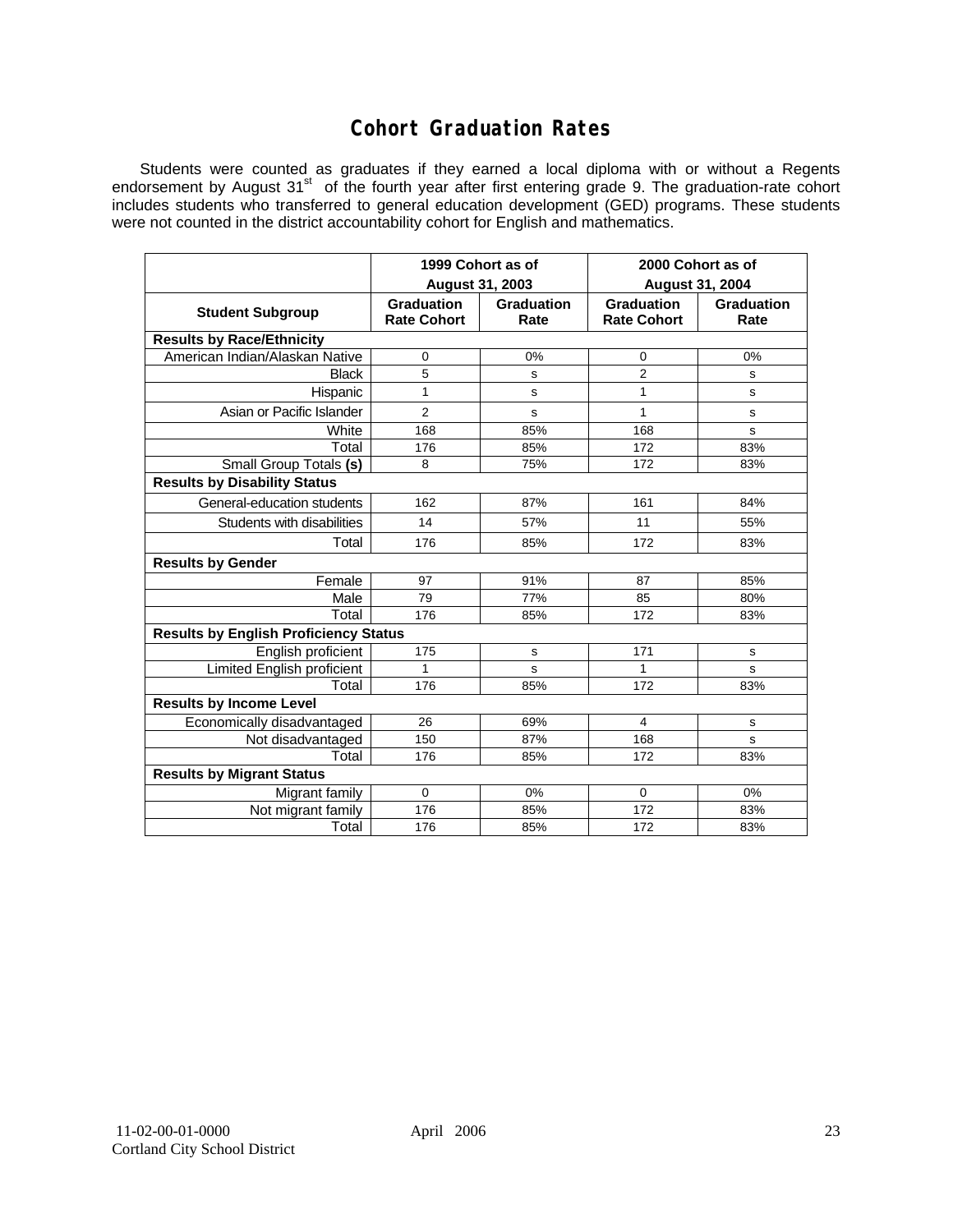# Cohort Graduation Rates

Students were counted as graduates if they earned a local diploma with or without a Regents endorsement by August 31st of the fourth year after first entering grade 9. The graduation-rate cohort includes students who transferred to general education development (GED) programs. These students were not counted in the district accountability cohort for English and mathematics.

| | 1999 Cohort as of August 31, 2003 | | 2000 Cohort as of August 31, 2004 | |
|---|---|---|---|---|
| **Student Subgroup** | **Graduation Rate Cohort** | **Graduation Rate** | **Graduation Rate Cohort** | **Graduation Rate** |
| **Results by Race/Ethnicity** | | | | |
| American Indian/Alaskan Native | 0 | 0% | 0 | 0% |
| Black | 5 | s | 2 | s |
| Hispanic | 1 | s | 1 | s |
| Asian or Pacific Islander | 2 | s | 1 | s |
| White | 168 | 85% | 168 | s |
| Total | 176 | 85% | 172 | 83% |
| Small Group Totals **(s)** | 8 | 75% | 172 | 83% |
| **Results by Disability Status** | | | | |
| General-education students | 162 | 87% | 161 | 84% |
| Students with disabilities | 14 | 57% | 11 | 55% |
| Total | 176 | 85% | 172 | 83% |
| **Results by Gender** | | | | |
| Female | 97 | 91% | 87 | 85% |
| Male | 79 | 77% | 85 | 80% |
| Total | 176 | 85% | 172 | 83% |
| **Results by English Proficiency Status** | | | | |
| English proficient | 175 | s | 171 | s |
| Limited English proficient | 1 | s | 1 | s |
| Total | 176 | 85% | 172 | 83% |
| **Results by Income Level** | | | | |
| Economically disadvantaged | 26 | 69% | 4 | s |
| Not disadvantaged | 150 | 87% | 168 | s |
| Total | 176 | 85% | 172 | 83% |
| **Results by Migrant Status** | | | | |
| Migrant family | 0 | 0% | 0 | 0% |
| Not migrant family | 176 | 85% | 172 | 83% |
| Total | 176 | 85% | 172 | 83% |

11-02-00-01-0000
Cortland City School District

April 2006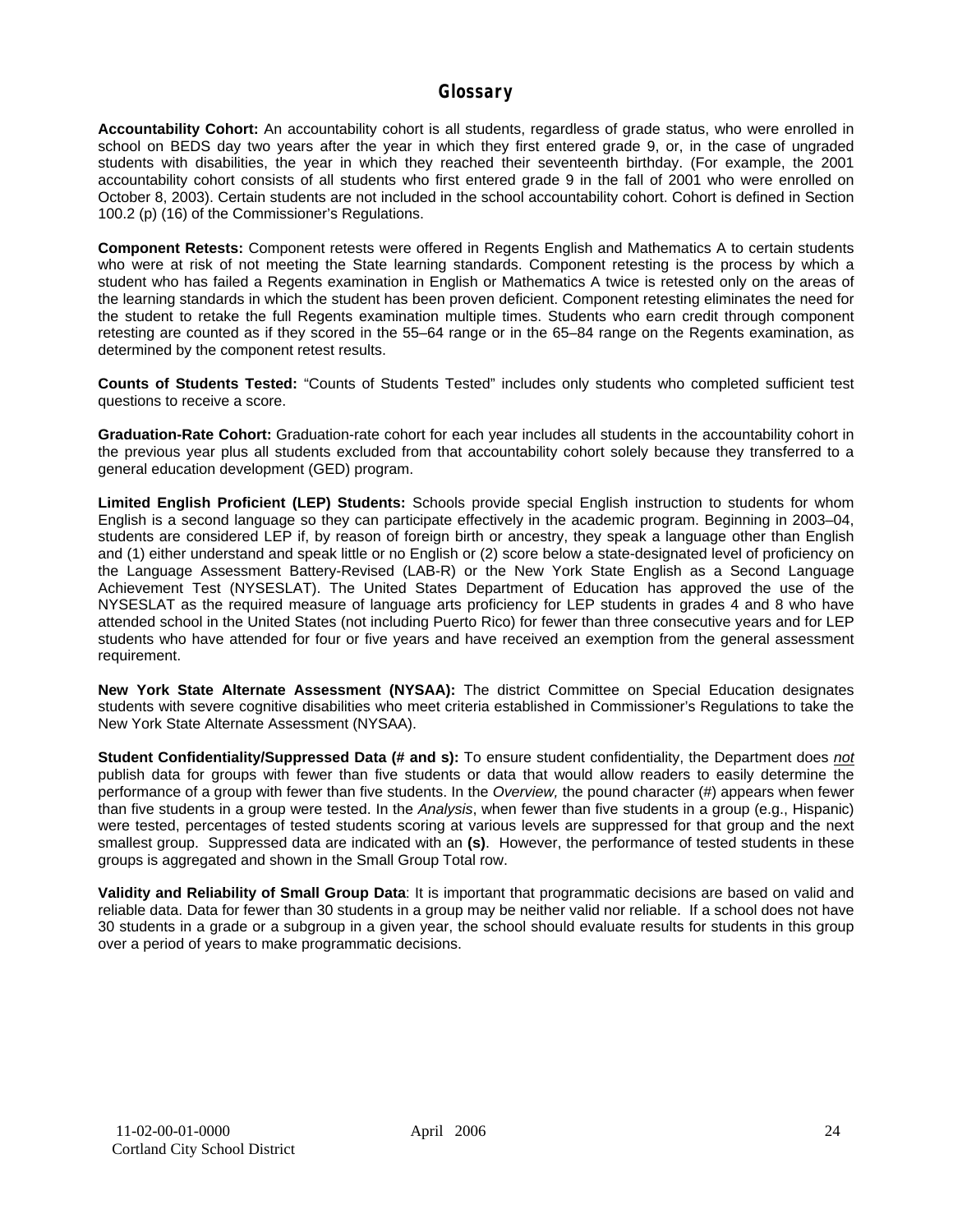# Glossary

**Accountability Cohort:** An accountability cohort is all students, regardless of grade status, who were enrolled in school on BEDS day two years after the year in which they first entered grade 9, or, in the case of ungraded students with disabilities, the year in which they reached their seventeenth birthday. (For example, the 2001 accountability cohort consists of all students who first entered grade 9 in the fall of 2001 who were enrolled on October 8, 2003). Certain students are not included in the school accountability cohort. Cohort is defined in Section 100.2 (p) (16) of the Commissioner's Regulations.

**Component Retests:** Component retests were offered in Regents English and Mathematics A to certain students who were at risk of not meeting the State learning standards. Component retesting is the process by which a student who has failed a Regents examination in English or Mathematics A twice is retested only on the areas of the learning standards in which the student has been proven deficient. Component retesting eliminates the need for the student to retake the full Regents examination multiple times. Students who earn credit through component retesting are counted as if they scored in the 55–64 range or in the 65–84 range on the Regents examination, as determined by the component retest results.

**Counts of Students Tested:** "Counts of Students Tested" includes only students who completed sufficient test questions to receive a score.

**Graduation-Rate Cohort:** Graduation-rate cohort for each year includes all students in the accountability cohort in the previous year plus all students excluded from that accountability cohort solely because they transferred to a general education development (GED) program.

**Limited English Proficient (LEP) Students:** Schools provide special English instruction to students for whom English is a second language so they can participate effectively in the academic program. Beginning in 2003–04, students are considered LEP if, by reason of foreign birth or ancestry, they speak a language other than English and (1) either understand and speak little or no English or (2) score below a state-designated level of proficiency on the Language Assessment Battery-Revised (LAB-R) or the New York State English as a Second Language Achievement Test (NYSESLAT). The United States Department of Education has approved the use of the NYSESLAT as the required measure of language arts proficiency for LEP students in grades 4 and 8 who have attended school in the United States (not including Puerto Rico) for fewer than three consecutive years and for LEP students who have attended for four or five years and have received an exemption from the general assessment requirement.

**New York State Alternate Assessment (NYSAA):** The district Committee on Special Education designates students with severe cognitive disabilities who meet criteria established in Commissioner's Regulations to take the New York State Alternate Assessment (NYSAA).

**Student Confidentiality/Suppressed Data (# and s):** To ensure student confidentiality, the Department does *not* publish data for groups with fewer than five students or data that would allow readers to easily determine the performance of a group with fewer than five students. In the *Overview,* the pound character (#) appears when fewer than five students in a group were tested. In the *Analysis*, when fewer than five students in a group (e.g., Hispanic) were tested, percentages of tested students scoring at various levels are suppressed for that group and the next smallest group. Suppressed data are indicated with an **(s)**. However, the performance of tested students in these groups is aggregated and shown in the Small Group Total row.

**Validity and Reliability of Small Group Data**: It is important that programmatic decisions are based on valid and reliable data. Data for fewer than 30 students in a group may be neither valid nor reliable. If a school does not have 30 students in a grade or a subgroup in a given year, the school should evaluate results for students in this group over a period of years to make programmatic decisions.